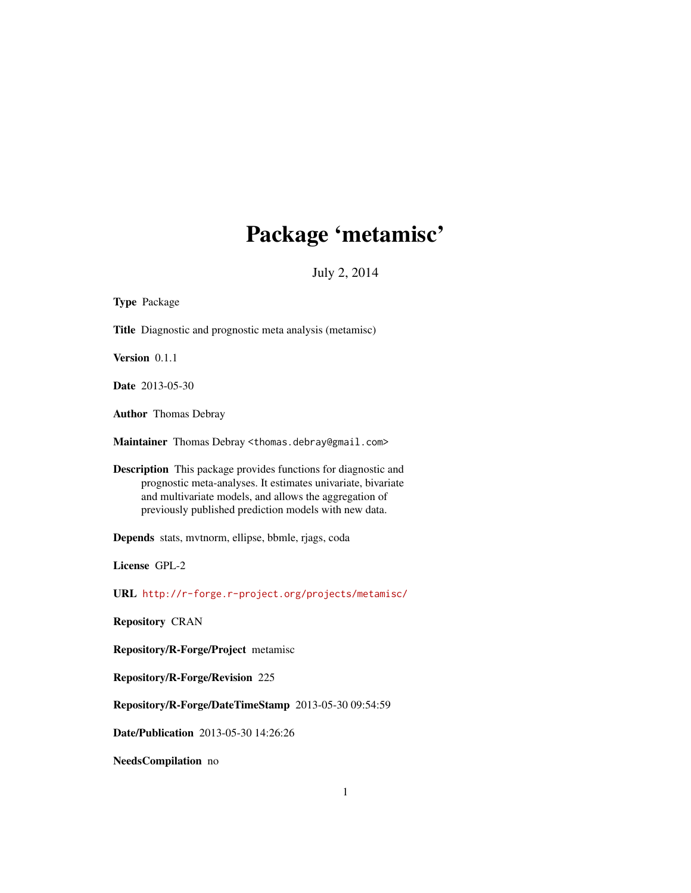# Package 'metamisc'

July 2, 2014

**Type** Package

**Title** Diagnostic and prognostic meta analysis (metamisc)

**Version** 0.1.1

**Date** 2013-05-30

**Author** Thomas Debray

**Maintainer** Thomas Debray <thomas.debray@gmail.com>

**Description** This package provides functions for diagnostic and prognostic meta-analyses. It estimates univariate, bivariate and multivariate models, and allows the aggregation of previously published prediction models with new data.

**Depends** stats, mvtnorm, ellipse, bbmle, rjags, coda

**License** GPL-2

**URL** http://r-forge.r-project.org/projects/metamisc/

**Repository** CRAN

**Repository/R-Forge/Project** metamisc

**Repository/R-Forge/Revision** 225

**Repository/R-Forge/DateTimeStamp** 2013-05-30 09:54:59

**Date/Publication** 2013-05-30 14:26:26

**NeedsCompilation** no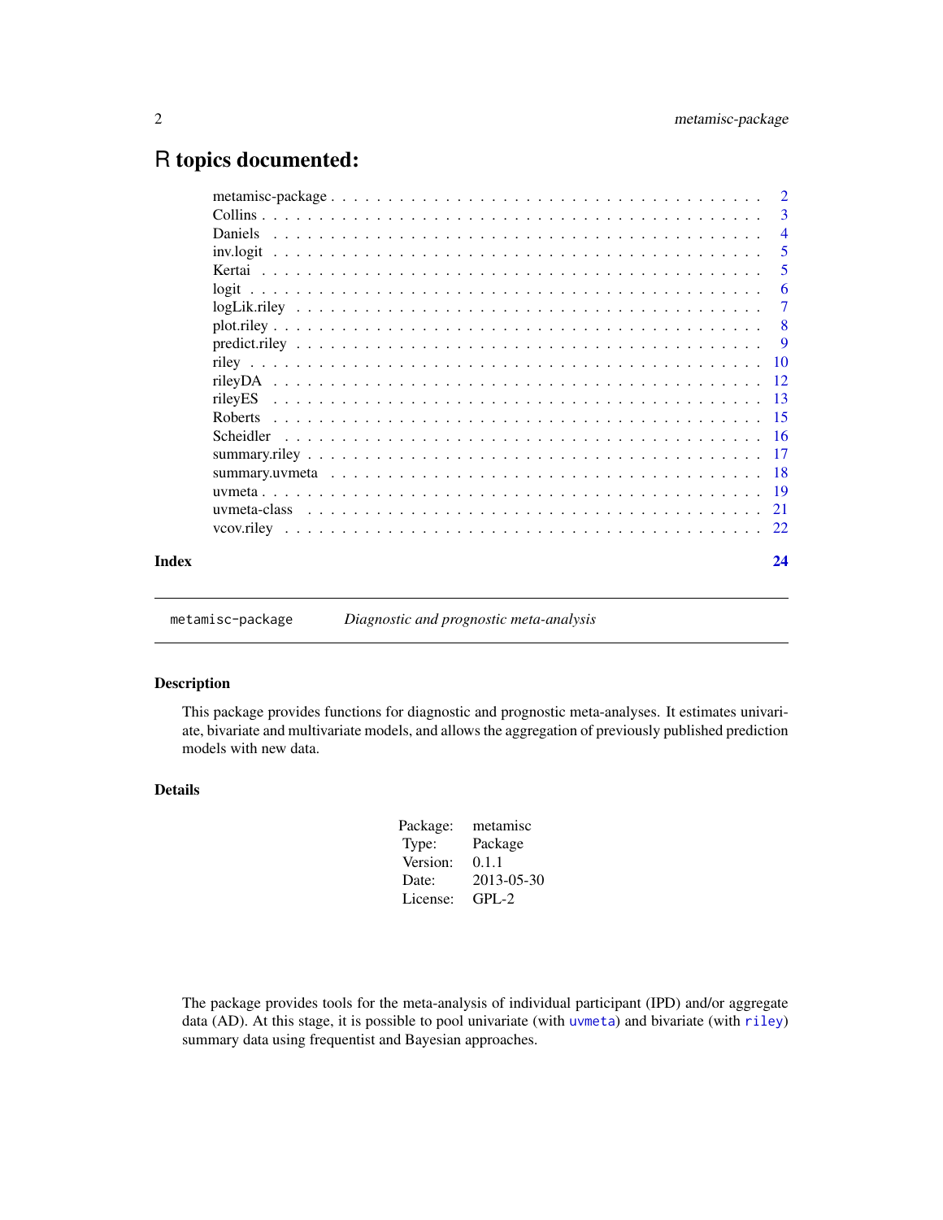# R topics documented:

| | |
|---|---|
| metamisc-package | 2 |
| Collins | 3 |
| Daniels | 4 |
| inv.logit | 5 |
| Kertai | 5 |
| logit | 6 |
| logLik.riley | 7 |
| plot.riley | 8 |
| predict.riley | 9 |
| riley | 10 |
| rileyDA | 12 |
| rileyES | 13 |
| Roberts | 15 |
| Scheidler | 16 |
| summary.riley | 17 |
| summary.uvmeta | 18 |
| uvmeta | 19 |
| uvmeta-class | 21 |
| vcov.riley | 22 |
| **Index** | **24** |

---

`metamisc-package` *Diagnostic and prognostic meta-analysis*

---

### Description

This package provides functions for diagnostic and prognostic meta-analyses. It estimates univariate, bivariate and multivariate models, and allows the aggregation of previously published prediction models with new data.

### Details

| | |
|---|---|
| Package: | metamisc |
| Type: | Package |
| Version: | 0.1.1 |
| Date: | 2013-05-30 |
| License: | GPL-2 |

The package provides tools for the meta-analysis of individual participant (IPD) and/or aggregate data (AD). At this stage, it is possible to pool univariate (with `uvmeta`) and bivariate (with `riley`) summary data using frequentist and Bayesian approaches.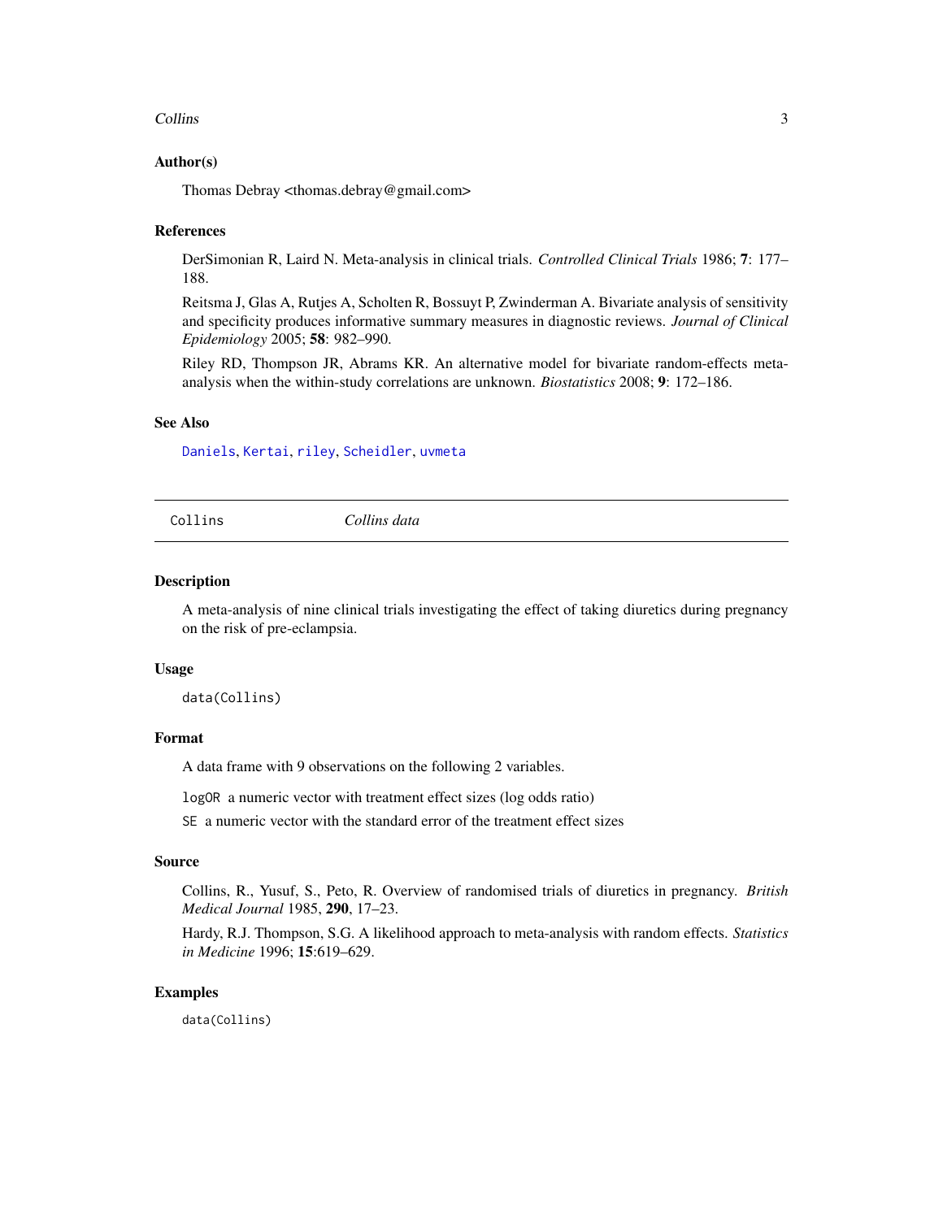### Author(s)

Thomas Debray <thomas.debray@gmail.com>

### References

DerSimonian R, Laird N. Meta-analysis in clinical trials. *Controlled Clinical Trials* 1986; **7**: 177–188.

Reitsma J, Glas A, Rutjes A, Scholten R, Bossuyt P, Zwinderman A. Bivariate analysis of sensitivity and specificity produces informative summary measures in diagnostic reviews. *Journal of Clinical Epidemiology* 2005; **58**: 982–990.

Riley RD, Thompson JR, Abrams KR. An alternative model for bivariate random-effects meta-analysis when the within-study correlations are unknown. *Biostatistics* 2008; **9**: 172–186.

### See Also

`Daniels`, `Kertai`, `riley`, `Scheidler`, `uvmeta`

---

## Collins — *Collins data*

---

### Description

A meta-analysis of nine clinical trials investigating the effect of taking diuretics during pregnancy on the risk of pre-eclampsia.

### Usage

```
data(Collins)
```

### Format

A data frame with 9 observations on the following 2 variables.

`logOR` a numeric vector with treatment effect sizes (log odds ratio)

`SE` a numeric vector with the standard error of the treatment effect sizes

### Source

Collins, R., Yusuf, S., Peto, R. Overview of randomised trials of diuretics in pregnancy. *British Medical Journal* 1985, **290**, 17–23.

Hardy, R.J. Thompson, S.G. A likelihood approach to meta-analysis with random effects. *Statistics in Medicine* 1996; **15**:619–629.

### Examples

```
data(Collins)
```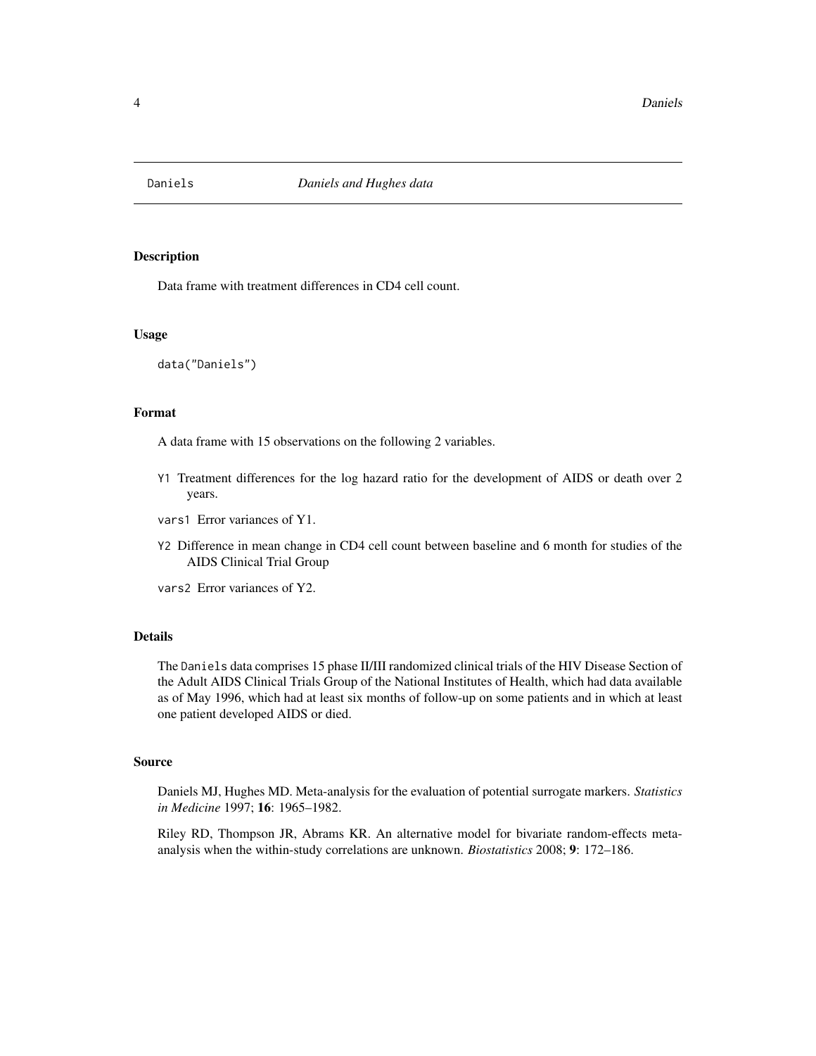Daniels *Daniels and Hughes data*

## Description

Data frame with treatment differences in CD4 cell count.

## Usage

```
data("Daniels")
```

## Format

A data frame with 15 observations on the following 2 variables.

- `Y1` Treatment differences for the log hazard ratio for the development of AIDS or death over 2 years.
- `vars1` Error variances of Y1.
- `Y2` Difference in mean change in CD4 cell count between baseline and 6 month for studies of the AIDS Clinical Trial Group
- `vars2` Error variances of Y2.

## Details

The `Daniels` data comprises 15 phase II/III randomized clinical trials of the HIV Disease Section of the Adult AIDS Clinical Trials Group of the National Institutes of Health, which had data available as of May 1996, which had at least six months of follow-up on some patients and in which at least one patient developed AIDS or died.

## Source

Daniels MJ, Hughes MD. Meta-analysis for the evaluation of potential surrogate markers. *Statistics in Medicine* 1997; **16**: 1965–1982.

Riley RD, Thompson JR, Abrams KR. An alternative model for bivariate random-effects meta-analysis when the within-study correlations are unknown. *Biostatistics* 2008; **9**: 172–186.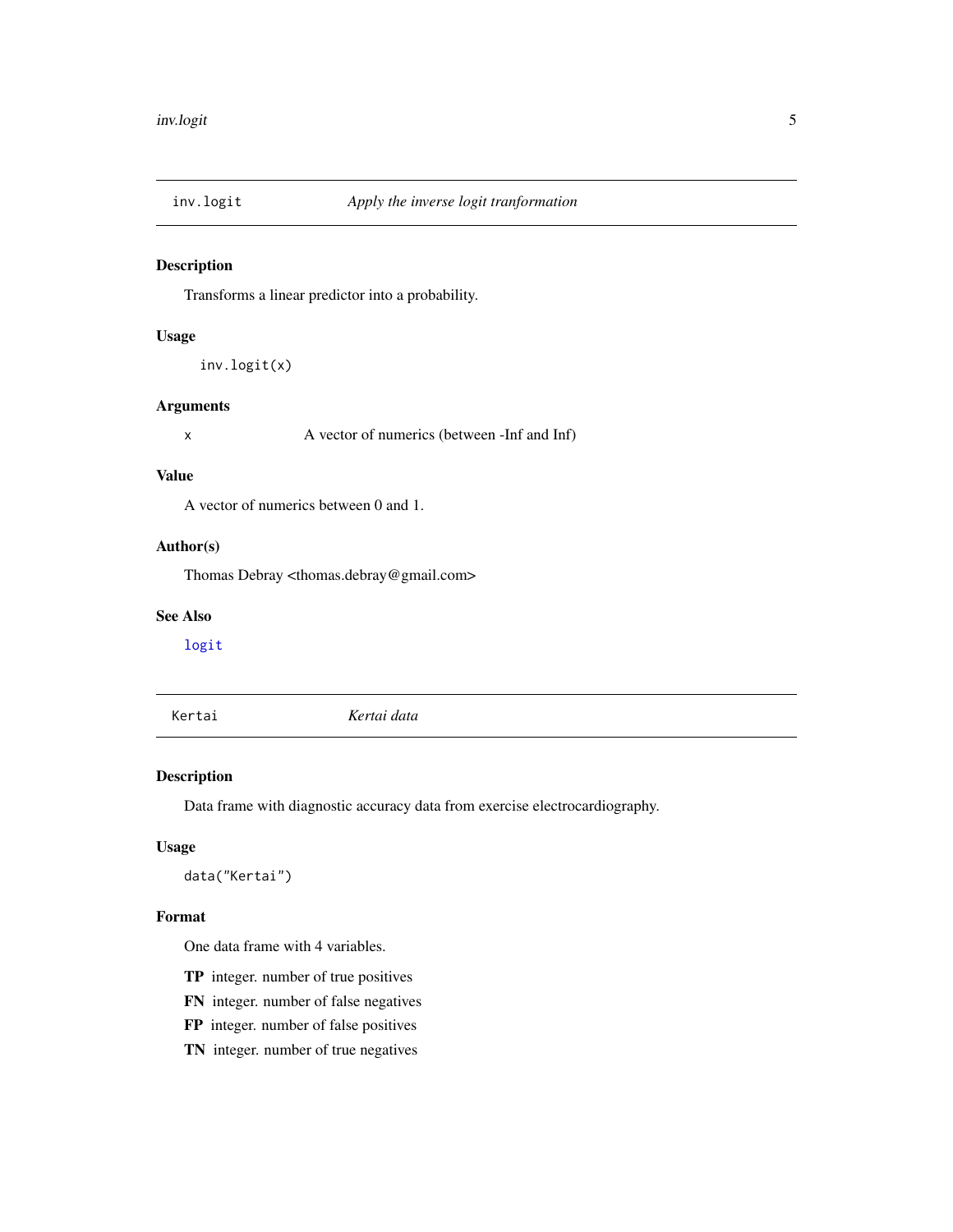## inv.logit — *Apply the inverse logit tranformation*

### Description

Transforms a linear predictor into a probability.

### Usage

```
inv.logit(x)
```

### Arguments

| | |
|---|---|
| x | A vector of numerics (between -Inf and Inf) |

### Value

A vector of numerics between 0 and 1.

### Author(s)

Thomas Debray <thomas.debray@gmail.com>

### See Also

logit

## Kertai — *Kertai data*

### Description

Data frame with diagnostic accuracy data from exercise electrocardiography.

### Usage

```
data("Kertai")
```

### Format

One data frame with 4 variables.

- **TP** integer. number of true positives
- **FN** integer. number of false negatives
- **FP** integer. number of false positives
- **TN** integer. number of true negatives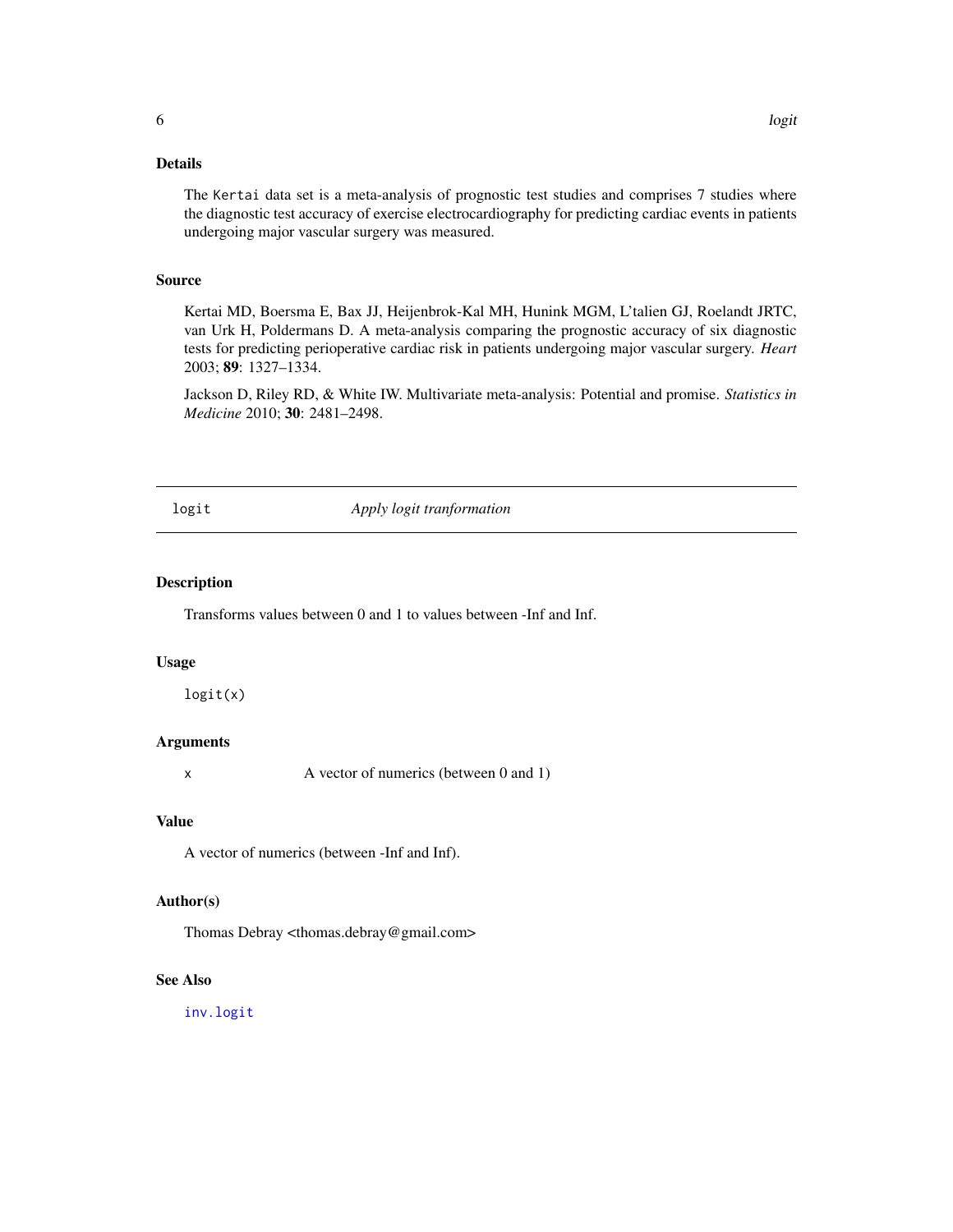### Details

The `Kertai` data set is a meta-analysis of prognostic test studies and comprises 7 studies where the diagnostic test accuracy of exercise electrocardiography for predicting cardiac events in patients undergoing major vascular surgery was measured.

### Source

Kertai MD, Boersma E, Bax JJ, Heijenbrok-Kal MH, Hunink MGM, L'talien GJ, Roelandt JRTC, van Urk H, Poldermans D. A meta-analysis comparing the prognostic accuracy of six diagnostic tests for predicting perioperative cardiac risk in patients undergoing major vascular surgery. *Heart* 2003; **89**: 1327–1334.

Jackson D, Riley RD, & White IW. Multivariate meta-analysis: Potential and promise. *Statistics in Medicine* 2010; **30**: 2481–2498.

---

## logit — *Apply logit tranformation*

---

### Description

Transforms values between 0 and 1 to values between -Inf and Inf.

### Usage

```
logit(x)
```

### Arguments

| | |
|---|---|
| x | A vector of numerics (between 0 and 1) |

### Value

A vector of numerics (between -Inf and Inf).

### Author(s)

Thomas Debray <thomas.debray@gmail.com>

### See Also

inv.logit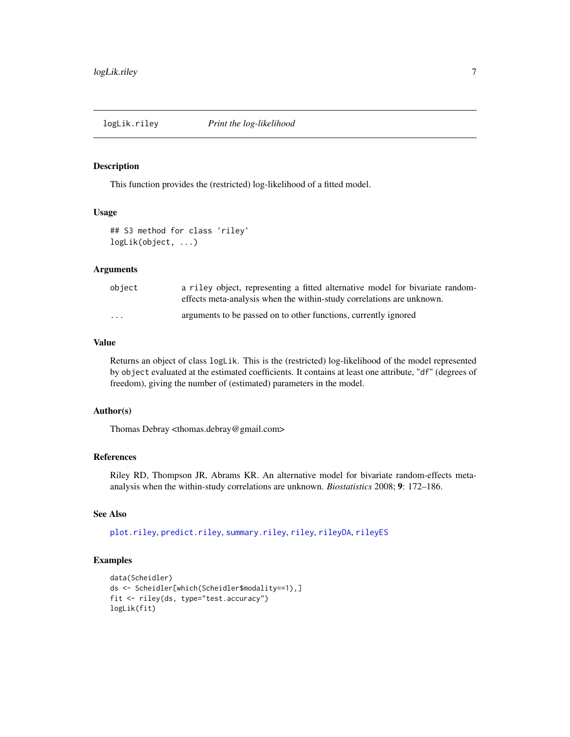## logLik.riley *Print the log-likelihood*

### Description

This function provides the (restricted) log-likelihood of a fitted model.

### Usage

```
## S3 method for class 'riley'
logLik(object, ...)
```

### Arguments

| | |
|---|---|
| `object` | a `riley` object, representing a fitted alternative model for bivariate random-effects meta-analysis when the within-study correlations are unknown. |
| `...` | arguments to be passed on to other functions, currently ignored |

### Value

Returns an object of class `logLik`. This is the (restricted) log-likelihood of the model represented by `object` evaluated at the estimated coefficients. It contains at least one attribute, `"df"` (degrees of freedom), giving the number of (estimated) parameters in the model.

### Author(s)

Thomas Debray <thomas.debray@gmail.com>

### References

Riley RD, Thompson JR, Abrams KR. An alternative model for bivariate random-effects meta-analysis when the within-study correlations are unknown. *Biostatistics* 2008; **9**: 172–186.

### See Also

`plot.riley`, `predict.riley`, `summary.riley`, `riley`, `rileyDA`, `rileyES`

### Examples

```
data(Scheidler)
ds <- Scheidler[which(Scheidler$modality==1),]
fit <- riley(ds, type="test.accuracy")
logLik(fit)
```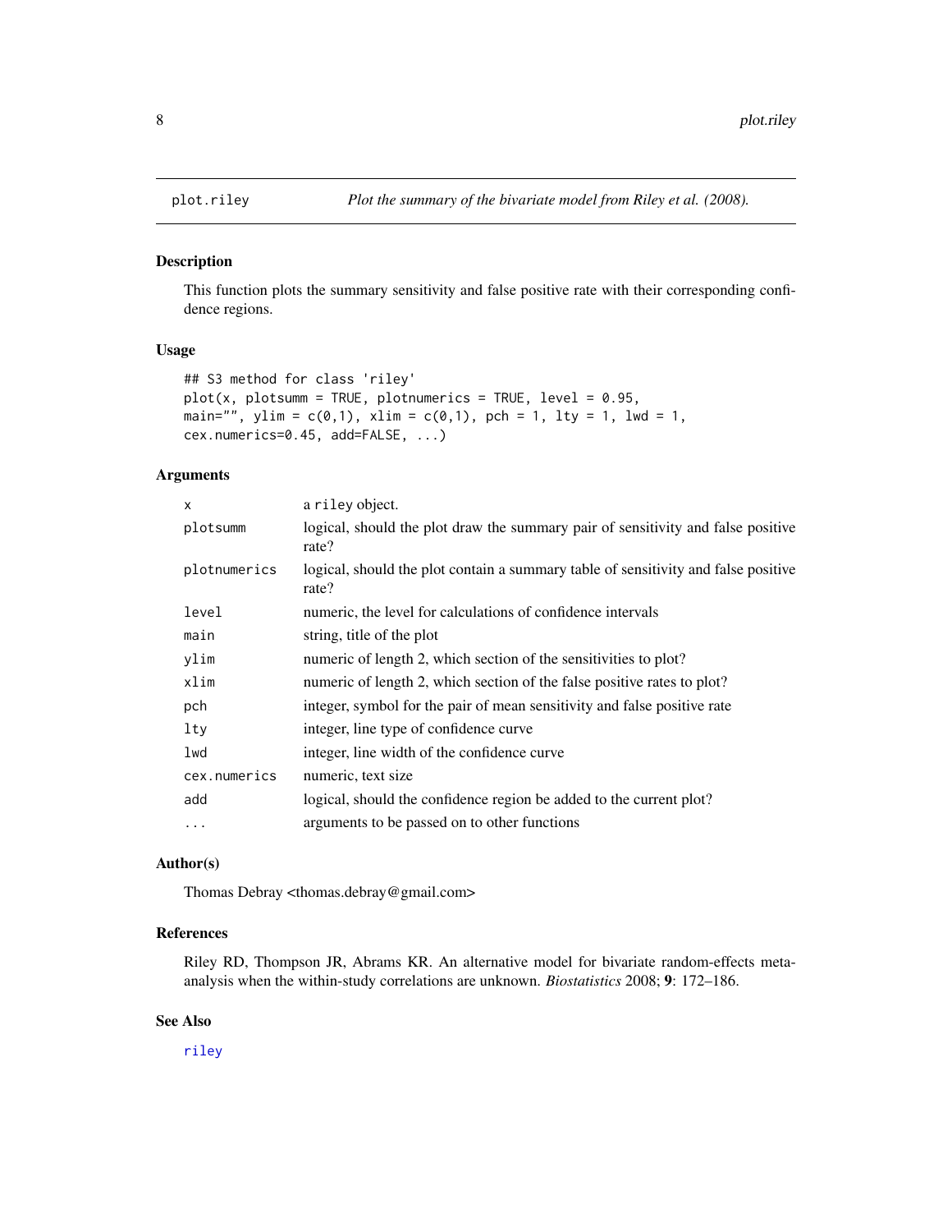# plot.riley — *Plot the summary of the bivariate model from Riley et al. (2008).*

## Description

This function plots the summary sensitivity and false positive rate with their corresponding confidence regions.

## Usage

```
## S3 method for class 'riley'
plot(x, plotsumm = TRUE, plotnumerics = TRUE, level = 0.95,
main="", ylim = c(0,1), xlim = c(0,1), pch = 1, lty = 1, lwd = 1,
cex.numerics=0.45, add=FALSE, ...)
```

## Arguments

| | |
|---|---|
| `x` | a `riley` object. |
| `plotsumm` | logical, should the plot draw the summary pair of sensitivity and false positive rate? |
| `plotnumerics` | logical, should the plot contain a summary table of sensitivity and false positive rate? |
| `level` | numeric, the level for calculations of confidence intervals |
| `main` | string, title of the plot |
| `ylim` | numeric of length 2, which section of the sensitivities to plot? |
| `xlim` | numeric of length 2, which section of the false positive rates to plot? |
| `pch` | integer, symbol for the pair of mean sensitivity and false positive rate |
| `lty` | integer, line type of confidence curve |
| `lwd` | integer, line width of the confidence curve |
| `cex.numerics` | numeric, text size |
| `add` | logical, should the confidence region be added to the current plot? |
| `...` | arguments to be passed on to other functions |

## Author(s)

Thomas Debray <thomas.debray@gmail.com>

## References

Riley RD, Thompson JR, Abrams KR. An alternative model for bivariate random-effects meta-analysis when the within-study correlations are unknown. *Biostatistics* 2008; **9**: 172–186.

## See Also

riley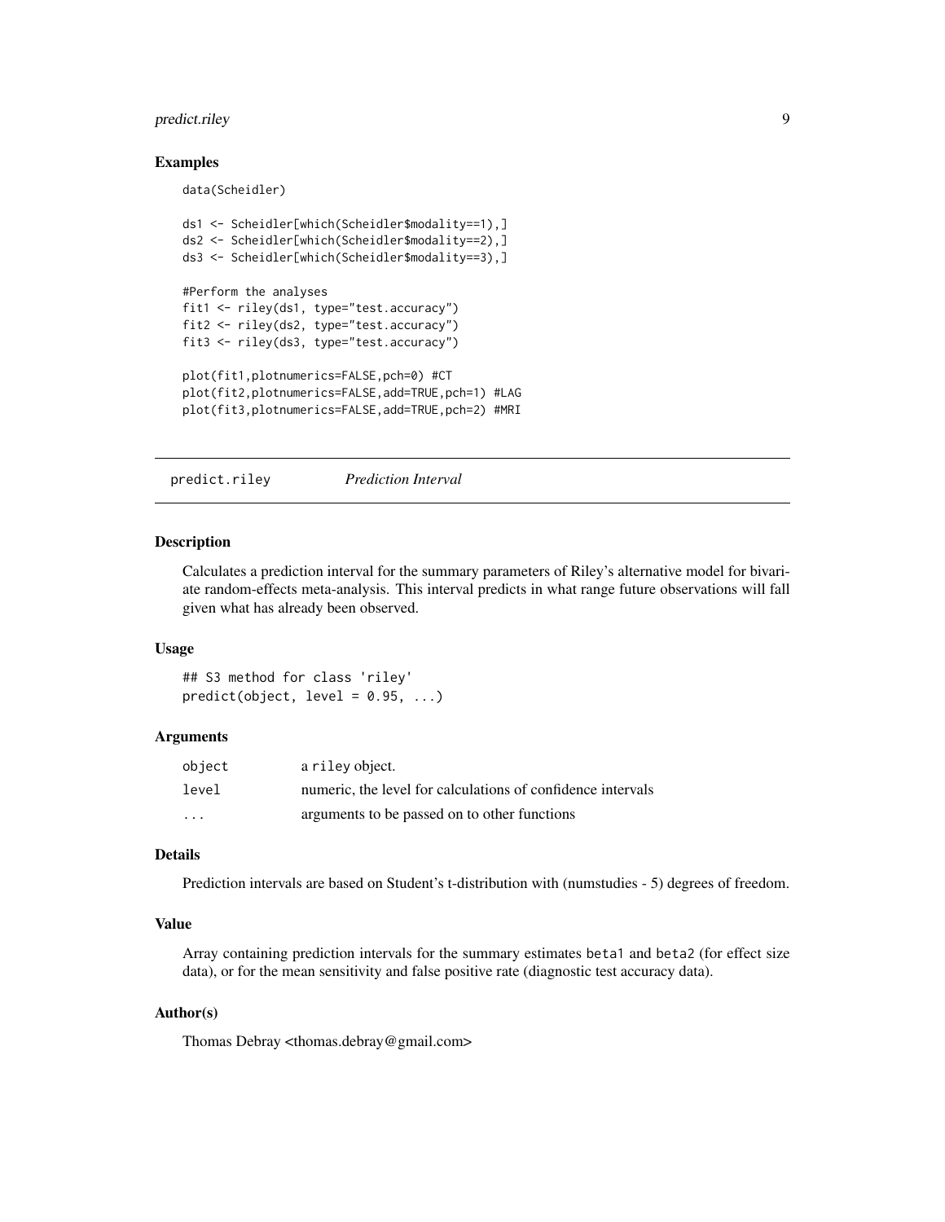### Examples

```
data(Scheidler)

ds1 <- Scheidler[which(Scheidler$modality==1),]
ds2 <- Scheidler[which(Scheidler$modality==2),]
ds3 <- Scheidler[which(Scheidler$modality==3),]

#Perform the analyses
fit1 <- riley(ds1, type="test.accuracy")
fit2 <- riley(ds2, type="test.accuracy")
fit3 <- riley(ds3, type="test.accuracy")

plot(fit1,plotnumerics=FALSE,pch=0) #CT
plot(fit2,plotnumerics=FALSE,add=TRUE,pch=1) #LAG
plot(fit3,plotnumerics=FALSE,add=TRUE,pch=2) #MRI
```

---

## predict.riley *Prediction Interval*

---

### Description

Calculates a prediction interval for the summary parameters of Riley's alternative model for bivariate random-effects meta-analysis. This interval predicts in what range future observations will fall given what has already been observed.

### Usage

```
## S3 method for class 'riley'
predict(object, level = 0.95, ...)
```

### Arguments

| | |
|---|---|
| `object` | a `riley` object. |
| `level` | numeric, the level for calculations of confidence intervals |
| `...` | arguments to be passed on to other functions |

### Details

Prediction intervals are based on Student's t-distribution with (numstudies - 5) degrees of freedom.

### Value

Array containing prediction intervals for the summary estimates `beta1` and `beta2` (for effect size data), or for the mean sensitivity and false positive rate (diagnostic test accuracy data).

### Author(s)

Thomas Debray <thomas.debray@gmail.com>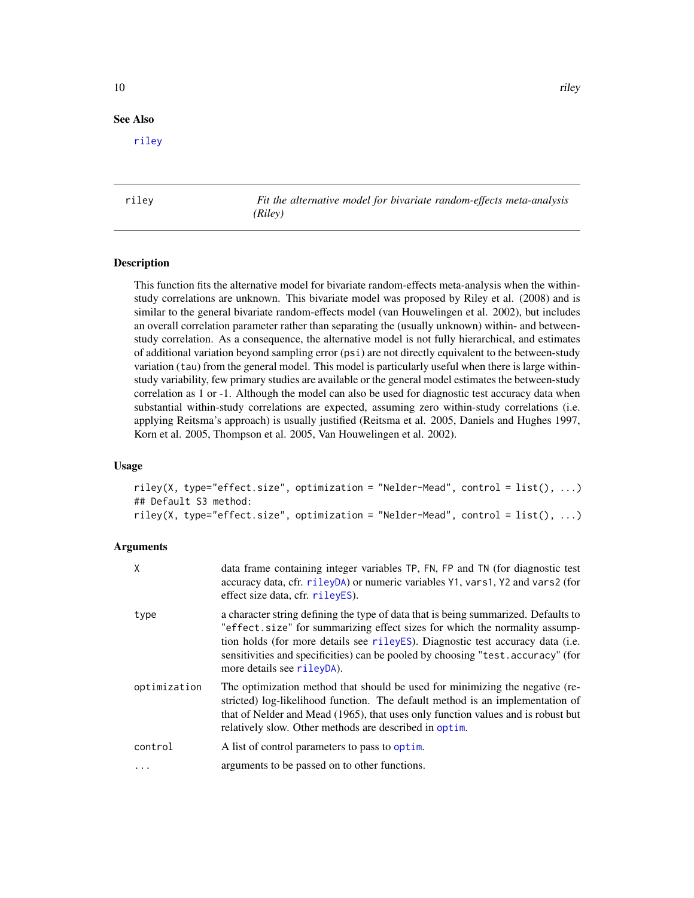## See Also

riley

---

## riley — *Fit the alternative model for bivariate random-effects meta-analysis (Riley)*

### Description

This function fits the alternative model for bivariate random-effects meta-analysis when the within-study correlations are unknown. This bivariate model was proposed by Riley et al. (2008) and is similar to the general bivariate random-effects model (van Houwelingen et al. 2002), but includes an overall correlation parameter rather than separating the (usually unknown) within- and between-study correlation. As a consequence, the alternative model is not fully hierarchical, and estimates of additional variation beyond sampling error (`psi`) are not directly equivalent to the between-study variation (`tau`) from the general model. This model is particularly useful when there is large within-study variability, few primary studies are available or the general model estimates the between-study correlation as 1 or -1. Although the model can also be used for diagnostic test accuracy data when substantial within-study correlations are expected, assuming zero within-study correlations (i.e. applying Reitsma's approach) is usually justified (Reitsma et al. 2005, Daniels and Hughes 1997, Korn et al. 2005, Thompson et al. 2005, Van Houwelingen et al. 2002).

### Usage

```
riley(X, type="effect.size", optimization = "Nelder-Mead", control = list(), ...)
## Default S3 method:
riley(X, type="effect.size", optimization = "Nelder-Mead", control = list(), ...)
```

### Arguments

| | |
|---|---|
| `X` | data frame containing integer variables `TP`, `FN`, `FP` and `TN` (for diagnostic test accuracy data, cfr. `rileyDA`) or numeric variables `Y1`, `vars1`, `Y2` and `vars2` (for effect size data, cfr. `rileyES`). |
| `type` | a character string defining the type of data that is being summarized. Defaults to `"effect.size"` for summarizing effect sizes for which the normality assumption holds (for more details see `rileyES`). Diagnostic test accuracy data (i.e. sensitivities and specificities) can be pooled by choosing `"test.accuracy"` (for more details see `rileyDA`). |
| `optimization` | The optimization method that should be used for minimizing the negative (restricted) log-likelihood function. The default method is an implementation of that of Nelder and Mead (1965), that uses only function values and is robust but relatively slow. Other methods are described in `optim`. |
| `control` | A list of control parameters to pass to `optim`. |
| `...` | arguments to be passed on to other functions. |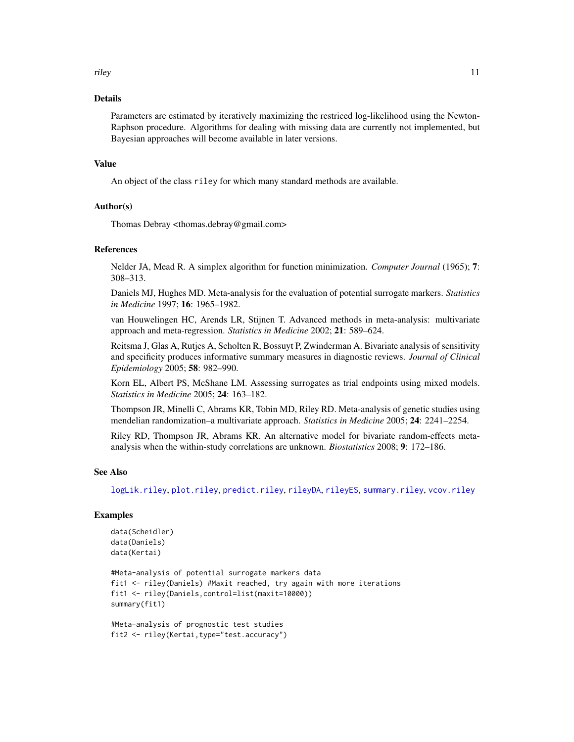## Details

Parameters are estimated by iteratively maximizing the restriced log-likelihood using the Newton-Raphson procedure. Algorithms for dealing with missing data are currently not implemented, but Bayesian approaches will become available in later versions.

## Value

An object of the class `riley` for which many standard methods are available.

## Author(s)

Thomas Debray <thomas.debray@gmail.com>

## References

Nelder JA, Mead R. A simplex algorithm for function minimization. *Computer Journal* (1965); **7**: 308–313.

Daniels MJ, Hughes MD. Meta-analysis for the evaluation of potential surrogate markers. *Statistics in Medicine* 1997; **16**: 1965–1982.

van Houwelingen HC, Arends LR, Stijnen T. Advanced methods in meta-analysis: multivariate approach and meta-regression. *Statistics in Medicine* 2002; **21**: 589–624.

Reitsma J, Glas A, Rutjes A, Scholten R, Bossuyt P, Zwinderman A. Bivariate analysis of sensitivity and specificity produces informative summary measures in diagnostic reviews. *Journal of Clinical Epidemiology* 2005; **58**: 982–990.

Korn EL, Albert PS, McShane LM. Assessing surrogates as trial endpoints using mixed models. *Statistics in Medicine* 2005; **24**: 163–182.

Thompson JR, Minelli C, Abrams KR, Tobin MD, Riley RD. Meta-analysis of genetic studies using mendelian randomization–a multivariate approach. *Statistics in Medicine* 2005; **24**: 2241–2254.

Riley RD, Thompson JR, Abrams KR. An alternative model for bivariate random-effects meta-analysis when the within-study correlations are unknown. *Biostatistics* 2008; **9**: 172–186.

## See Also

`logLik.riley`, `plot.riley`, `predict.riley`, `rileyDA`, `rileyES`, `summary.riley`, `vcov.riley`

## Examples

```
data(Scheidler)
data(Daniels)
data(Kertai)

#Meta-analysis of potential surrogate markers data
fit1 <- riley(Daniels) #Maxit reached, try again with more iterations
fit1 <- riley(Daniels,control=list(maxit=10000))
summary(fit1)

#Meta-analysis of prognostic test studies
fit2 <- riley(Kertai,type="test.accuracy")
```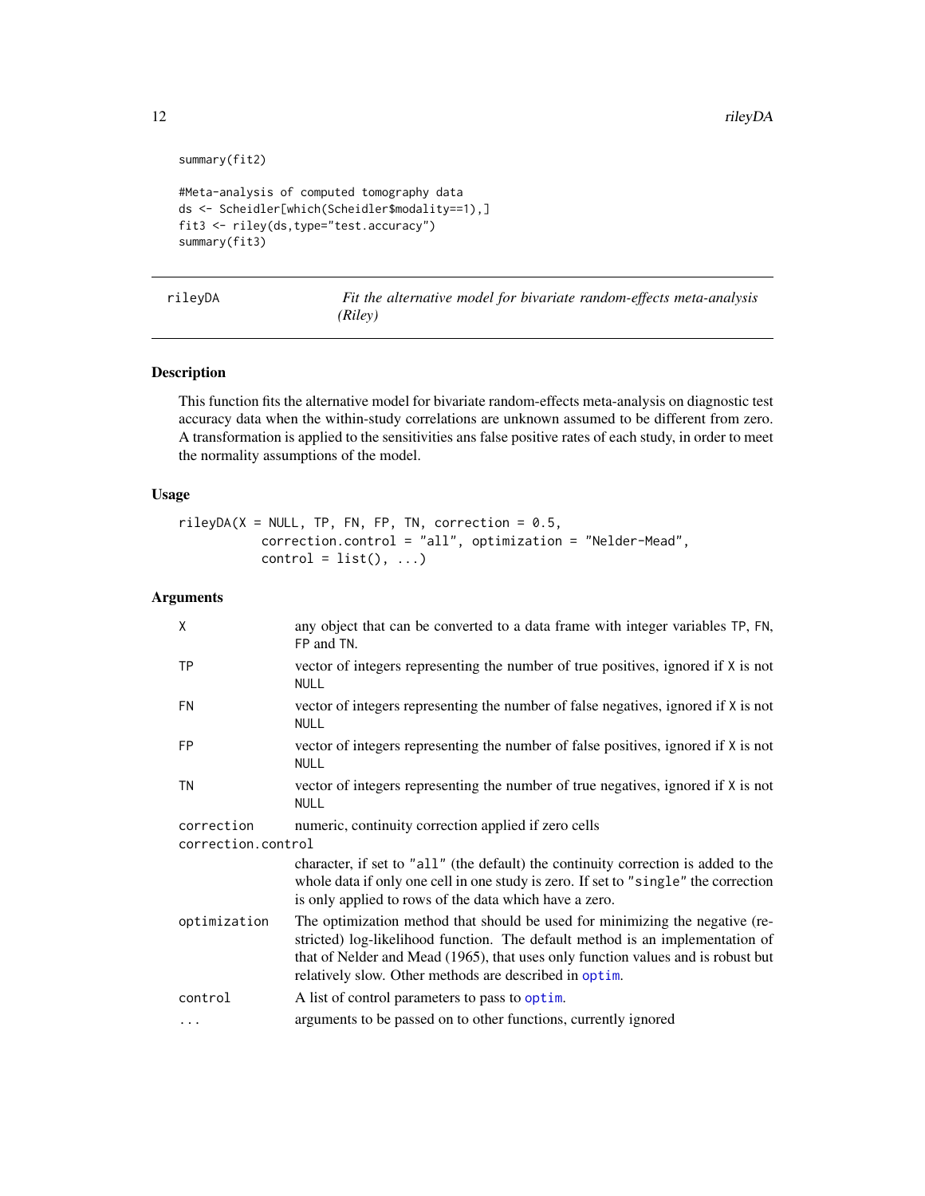```
summary(fit2)

#Meta-analysis of computed tomography data
ds <- Scheidler[which(Scheidler$modality==1),]
fit3 <- riley(ds,type="test.accuracy")
summary(fit3)
```

---

## rileyDA — *Fit the alternative model for bivariate random-effects meta-analysis (Riley)*

---

### Description

This function fits the alternative model for bivariate random-effects meta-analysis on diagnostic test accuracy data when the within-study correlations are unknown assumed to be different from zero. A transformation is applied to the sensitivities ans false positive rates of each study, in order to meet the normality assumptions of the model.

### Usage

```
rileyDA(X = NULL, TP, FN, FP, TN, correction = 0.5,
        correction.control = "all", optimization = "Nelder-Mead",
        control = list(), ...)
```

### Arguments

| Argument | Description |
|---|---|
| `X` | any object that can be converted to a data frame with integer variables `TP`, `FN`, `FP` and `TN`. |
| `TP` | vector of integers representing the number of true positives, ignored if `X` is not `NULL` |
| `FN` | vector of integers representing the number of false negatives, ignored if `X` is not `NULL` |
| `FP` | vector of integers representing the number of false positives, ignored if `X` is not `NULL` |
| `TN` | vector of integers representing the number of true negatives, ignored if `X` is not `NULL` |
| `correction` | numeric, continuity correction applied if zero cells |
| `correction.control` | character, if set to `"all"` (the default) the continuity correction is added to the whole data if only one cell in one study is zero. If set to `"single"` the correction is only applied to rows of the data which have a zero. |
| `optimization` | The optimization method that should be used for minimizing the negative (restricted) log-likelihood function. The default method is an implementation of that of Nelder and Mead (1965), that uses only function values and is robust but relatively slow. Other methods are described in `optim`. |
| `control` | A list of control parameters to pass to `optim`. |
| `...` | arguments to be passed on to other functions, currently ignored |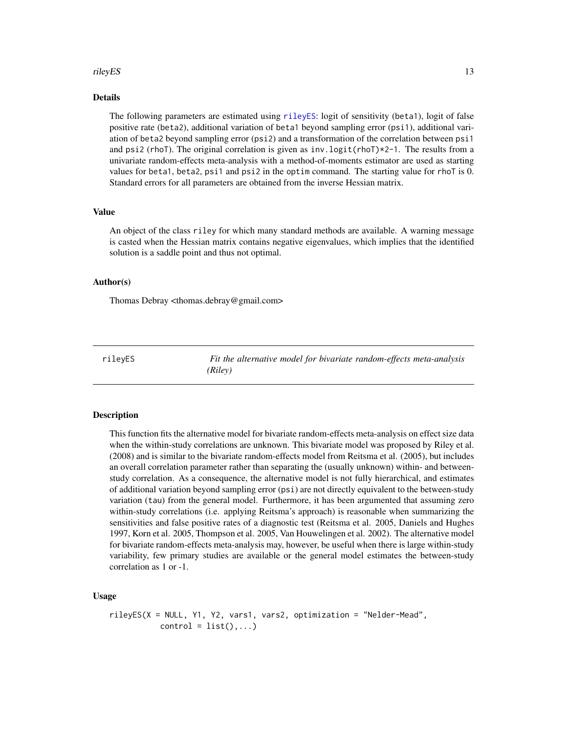## Details

The following parameters are estimated using rileyES: logit of sensitivity (beta1), logit of false positive rate (beta2), additional variation of beta1 beyond sampling error (psi1), additional variation of beta2 beyond sampling error (psi2) and a transformation of the correlation between psi1 and psi2 (rhoT). The original correlation is given as inv.logit(rhoT)*2-1. The results from a univariate random-effects meta-analysis with a method-of-moments estimator are used as starting values for beta1, beta2, psi1 and psi2 in the optim command. The starting value for rhoT is 0. Standard errors for all parameters are obtained from the inverse Hessian matrix.

## Value

An object of the class riley for which many standard methods are available. A warning message is casted when the Hessian matrix contains negative eigenvalues, which implies that the identified solution is a saddle point and thus not optimal.

## Author(s)

Thomas Debray <thomas.debray@gmail.com>

---

# rileyES — *Fit the alternative model for bivariate random-effects meta-analysis (Riley)*

## Description

This function fits the alternative model for bivariate random-effects meta-analysis on effect size data when the within-study correlations are unknown. This bivariate model was proposed by Riley et al. (2008) and is similar to the bivariate random-effects model from Reitsma et al. (2005), but includes an overall correlation parameter rather than separating the (usually unknown) within- and between-study correlation. As a consequence, the alternative model is not fully hierarchical, and estimates of additional variation beyond sampling error (psi) are not directly equivalent to the between-study variation (tau) from the general model. Furthermore, it has been argumented that assuming zero within-study correlations (i.e. applying Reitsma's approach) is reasonable when summarizing the sensitivities and false positive rates of a diagnostic test (Reitsma et al. 2005, Daniels and Hughes 1997, Korn et al. 2005, Thompson et al. 2005, Van Houwelingen et al. 2002). The alternative model for bivariate random-effects meta-analysis may, however, be useful when there is large within-study variability, few primary studies are available or the general model estimates the between-study correlation as 1 or -1.

## Usage

```
rileyES(X = NULL, Y1, Y2, vars1, vars2, optimization = "Nelder-Mead",
          control = list(),...)
```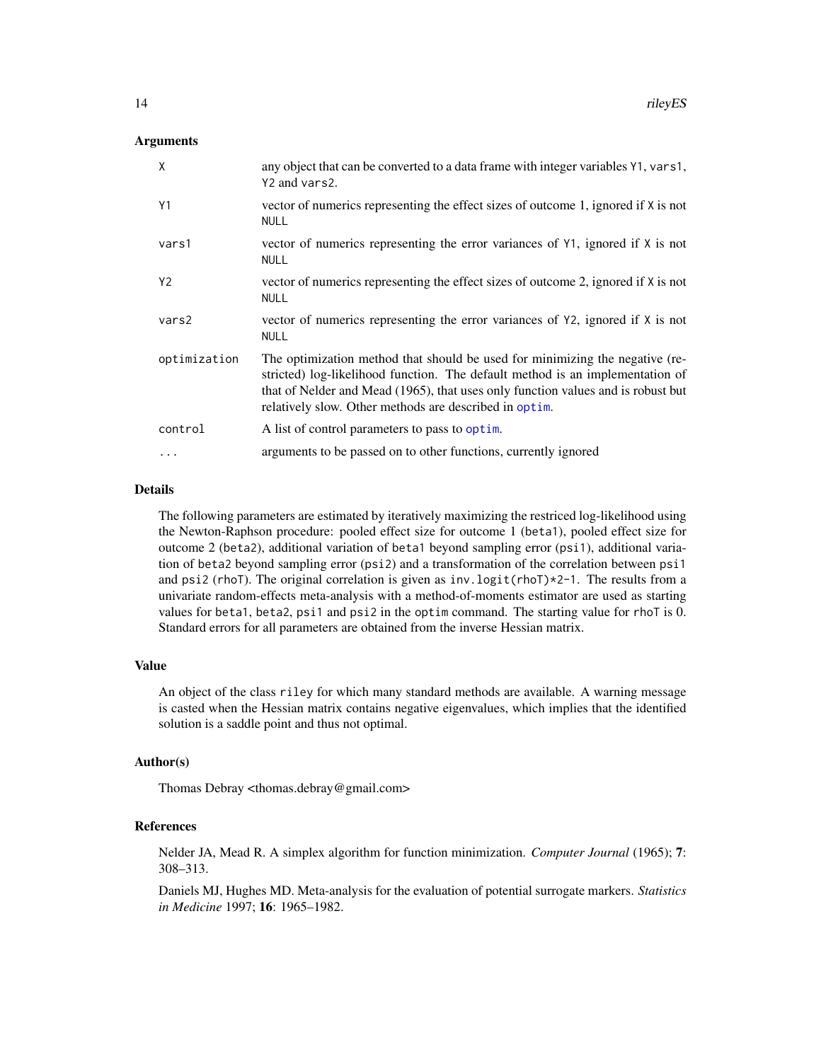### Arguments

| | |
|---|---|
| `X` | any object that can be converted to a data frame with integer variables `Y1`, `vars1`, `Y2` and `vars2`. |
| `Y1` | vector of numerics representing the effect sizes of outcome 1, ignored if `X` is not `NULL` |
| `vars1` | vector of numerics representing the error variances of `Y1`, ignored if `X` is not `NULL` |
| `Y2` | vector of numerics representing the effect sizes of outcome 2, ignored if `X` is not `NULL` |
| `vars2` | vector of numerics representing the error variances of `Y2`, ignored if `X` is not `NULL` |
| `optimization` | The optimization method that should be used for minimizing the negative (restricted) log-likelihood function. The default method is an implementation of that of Nelder and Mead (1965), that uses only function values and is robust but relatively slow. Other methods are described in `optim`. |
| `control` | A list of control parameters to pass to `optim`. |
| `...` | arguments to be passed on to other functions, currently ignored |

### Details

The following parameters are estimated by iteratively maximizing the restriced log-likelihood using the Newton-Raphson procedure: pooled effect size for outcome 1 (`beta1`), pooled effect size for outcome 2 (`beta2`), additional variation of `beta1` beyond sampling error (`psi1`), additional variation of `beta2` beyond sampling error (`psi2`) and a transformation of the correlation between `psi1` and `psi2` (`rhoT`). The original correlation is given as `inv.logit(rhoT)*2-1`. The results from a univariate random-effects meta-analysis with a method-of-moments estimator are used as starting values for `beta1`, `beta2`, `psi1` and `psi2` in the `optim` command. The starting value for `rhoT` is 0. Standard errors for all parameters are obtained from the inverse Hessian matrix.

### Value

An object of the class `riley` for which many standard methods are available. A warning message is casted when the Hessian matrix contains negative eigenvalues, which implies that the identified solution is a saddle point and thus not optimal.

### Author(s)

Thomas Debray <thomas.debray@gmail.com>

### References

Nelder JA, Mead R. A simplex algorithm for function minimization. *Computer Journal* (1965); **7**: 308–313.

Daniels MJ, Hughes MD. Meta-analysis for the evaluation of potential surrogate markers. *Statistics in Medicine* 1997; **16**: 1965–1982.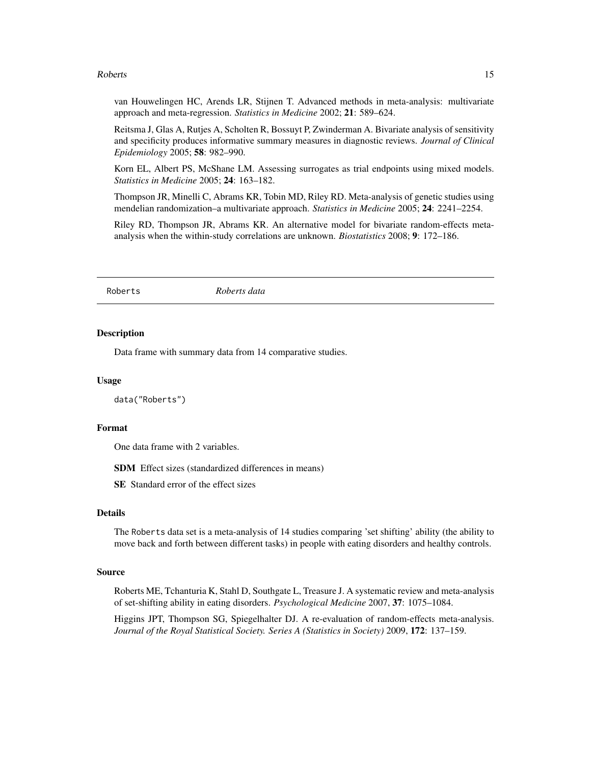van Houwelingen HC, Arends LR, Stijnen T. Advanced methods in meta-analysis: multivariate approach and meta-regression. *Statistics in Medicine* 2002; **21**: 589–624.

Reitsma J, Glas A, Rutjes A, Scholten R, Bossuyt P, Zwinderman A. Bivariate analysis of sensitivity and specificity produces informative summary measures in diagnostic reviews. *Journal of Clinical Epidemiology* 2005; **58**: 982–990.

Korn EL, Albert PS, McShane LM. Assessing surrogates as trial endpoints using mixed models. *Statistics in Medicine* 2005; **24**: 163–182.

Thompson JR, Minelli C, Abrams KR, Tobin MD, Riley RD. Meta-analysis of genetic studies using mendelian randomization–a multivariate approach. *Statistics in Medicine* 2005; **24**: 2241–2254.

Riley RD, Thompson JR, Abrams KR. An alternative model for bivariate random-effects meta-analysis when the within-study correlations are unknown. *Biostatistics* 2008; **9**: 172–186.

---

## Roberts *Roberts data*

### Description

Data frame with summary data from 14 comparative studies.

### Usage

```
data("Roberts")
```

### Format

One data frame with 2 variables.

**SDM** Effect sizes (standardized differences in means)

**SE** Standard error of the effect sizes

### Details

The Roberts data set is a meta-analysis of 14 studies comparing 'set shifting' ability (the ability to move back and forth between different tasks) in people with eating disorders and healthy controls.

### Source

Roberts ME, Tchanturia K, Stahl D, Southgate L, Treasure J. A systematic review and meta-analysis of set-shifting ability in eating disorders. *Psychological Medicine* 2007, **37**: 1075–1084.

Higgins JPT, Thompson SG, Spiegelhalter DJ. A re-evaluation of random-effects meta-analysis. *Journal of the Royal Statistical Society. Series A (Statistics in Society)* 2009, **172**: 137–159.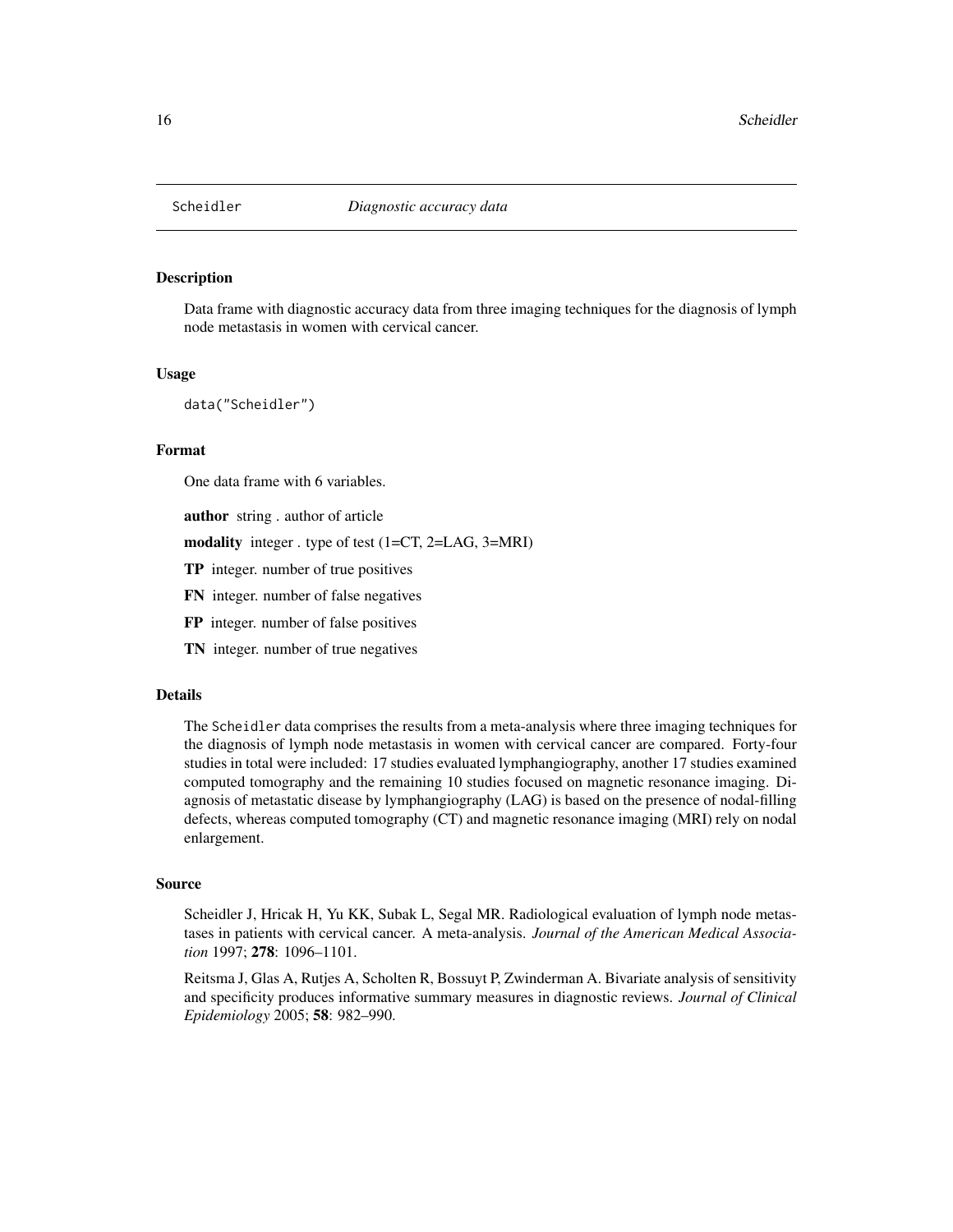Scheidler *Diagnostic accuracy data*

## Description

Data frame with diagnostic accuracy data from three imaging techniques for the diagnosis of lymph node metastasis in women with cervical cancer.

## Usage

```
data("Scheidler")
```

## Format

One data frame with 6 variables.

**author** string . author of article

**modality** integer . type of test (1=CT, 2=LAG, 3=MRI)

**TP** integer. number of true positives

**FN** integer. number of false negatives

**FP** integer. number of false positives

**TN** integer. number of true negatives

## Details

The Scheidler data comprises the results from a meta-analysis where three imaging techniques for the diagnosis of lymph node metastasis in women with cervical cancer are compared. Forty-four studies in total were included: 17 studies evaluated lymphangiography, another 17 studies examined computed tomography and the remaining 10 studies focused on magnetic resonance imaging. Diagnosis of metastatic disease by lymphangiography (LAG) is based on the presence of nodal-filling defects, whereas computed tomography (CT) and magnetic resonance imaging (MRI) rely on nodal enlargement.

## Source

Scheidler J, Hricak H, Yu KK, Subak L, Segal MR. Radiological evaluation of lymph node metastases in patients with cervical cancer. A meta-analysis. *Journal of the American Medical Association* 1997; **278**: 1096–1101.

Reitsma J, Glas A, Rutjes A, Scholten R, Bossuyt P, Zwinderman A. Bivariate analysis of sensitivity and specificity produces informative summary measures in diagnostic reviews. *Journal of Clinical Epidemiology* 2005; **58**: 982–990.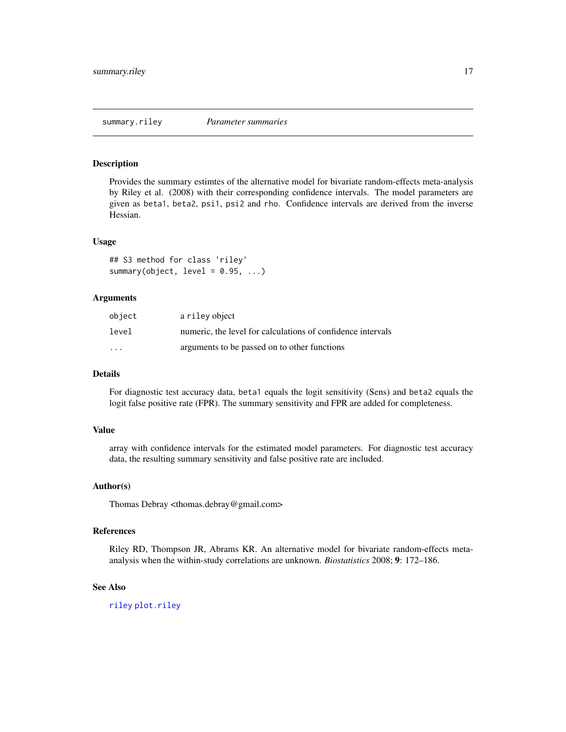## summary.riley — *Parameter summaries*

### Description

Provides the summary estimtes of the alternative model for bivariate random-effects meta-analysis by Riley et al. (2008) with their corresponding confidence intervals. The model parameters are given as `beta1`, `beta2`, `psi1`, `psi2` and `rho`. Confidence intervals are derived from the inverse Hessian.

### Usage

```
## S3 method for class 'riley'
summary(object, level = 0.95, ...)
```

### Arguments

| | |
|---|---|
| `object` | a `riley` object |
| `level` | numeric, the level for calculations of confidence intervals |
| `...` | arguments to be passed on to other functions |

### Details

For diagnostic test accuracy data, `beta1` equals the logit sensitivity (Sens) and `beta2` equals the logit false positive rate (FPR). The summary sensitivity and FPR are added for completeness.

### Value

array with confidence intervals for the estimated model parameters. For diagnostic test accuracy data, the resulting summary sensitivity and false positive rate are included.

### Author(s)

Thomas Debray <thomas.debray@gmail.com>

### References

Riley RD, Thompson JR, Abrams KR. An alternative model for bivariate random-effects meta-analysis when the within-study correlations are unknown. *Biostatistics* 2008; **9**: 172–186.

### See Also

`riley` `plot.riley`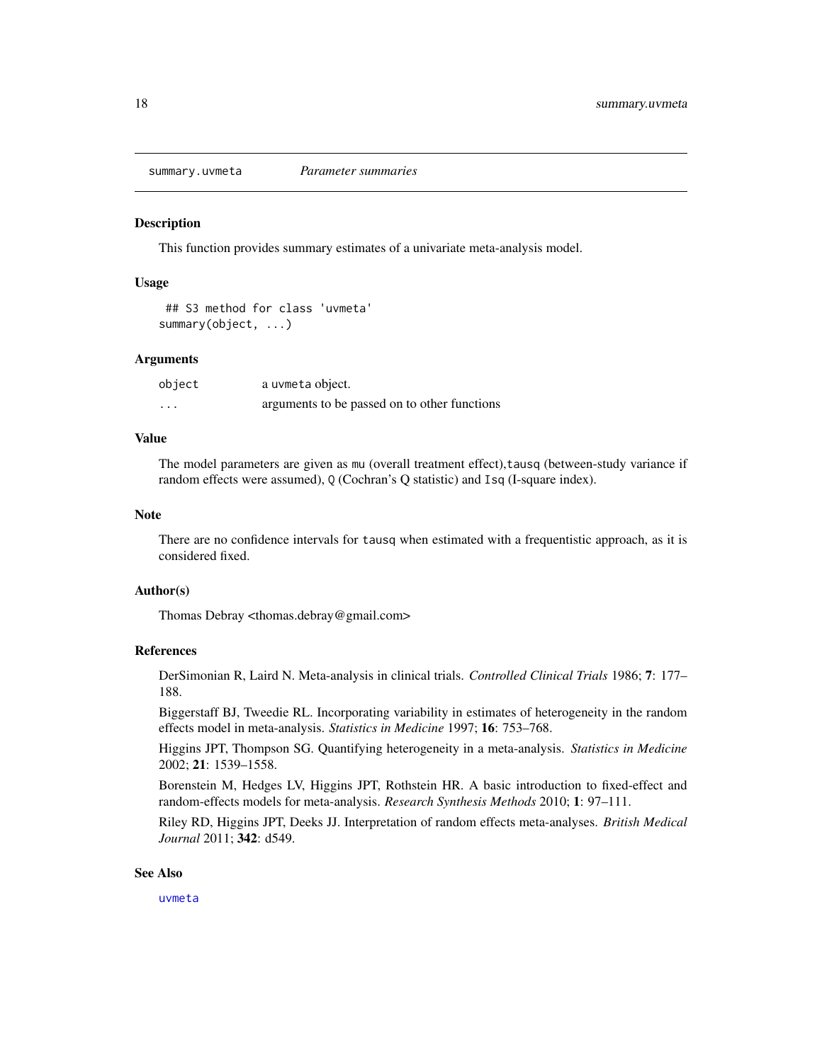## summary.uvmeta *Parameter summaries*

### Description

This function provides summary estimates of a univariate meta-analysis model.

### Usage

```
## S3 method for class 'uvmeta'
summary(object, ...)
```

### Arguments

| | |
|---|---|
| `object` | a `uvmeta` object. |
| `...` | arguments to be passed on to other functions |

### Value

The model parameters are given as `mu` (overall treatment effect),`tausq` (between-study variance if random effects were assumed), `Q` (Cochran's Q statistic) and `Isq` (I-square index).

### Note

There are no confidence intervals for `tausq` when estimated with a frequentistic approach, as it is considered fixed.

### Author(s)

Thomas Debray <thomas.debray@gmail.com>

### References

DerSimonian R, Laird N. Meta-analysis in clinical trials. *Controlled Clinical Trials* 1986; **7**: 177–188.

Biggerstaff BJ, Tweedie RL. Incorporating variability in estimates of heterogeneity in the random effects model in meta-analysis. *Statistics in Medicine* 1997; **16**: 753–768.

Higgins JPT, Thompson SG. Quantifying heterogeneity in a meta-analysis. *Statistics in Medicine* 2002; **21**: 1539–1558.

Borenstein M, Hedges LV, Higgins JPT, Rothstein HR. A basic introduction to fixed-effect and random-effects models for meta-analysis. *Research Synthesis Methods* 2010; **1**: 97–111.

Riley RD, Higgins JPT, Deeks JJ. Interpretation of random effects meta-analyses. *British Medical Journal* 2011; **342**: d549.

### See Also

`uvmeta`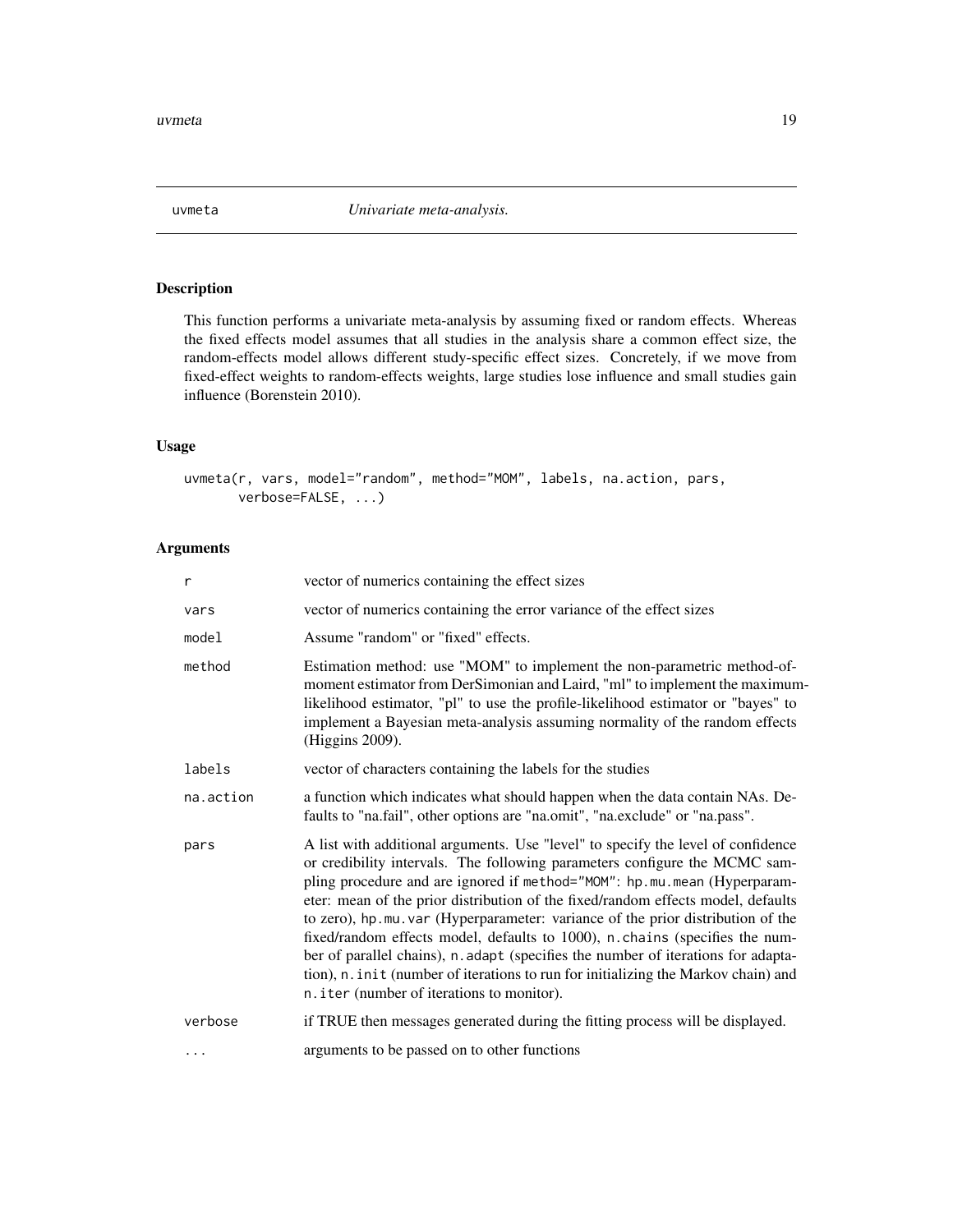`uvmeta` *Univariate meta-analysis.*

## Description

This function performs a univariate meta-analysis by assuming fixed or random effects. Whereas the fixed effects model assumes that all studies in the analysis share a common effect size, the random-effects model allows different study-specific effect sizes. Concretely, if we move from fixed-effect weights to random-effects weights, large studies lose influence and small studies gain influence (Borenstein 2010).

## Usage

```
uvmeta(r, vars, model="random", method="MOM", labels, na.action, pars,
       verbose=FALSE, ...)
```

## Arguments

| | |
|---|---|
| `r` | vector of numerics containing the effect sizes |
| `vars` | vector of numerics containing the error variance of the effect sizes |
| `model` | Assume "random" or "fixed" effects. |
| `method` | Estimation method: use "MOM" to implement the non-parametric method-of-moment estimator from DerSimonian and Laird, "ml" to implement the maximum-likelihood estimator, "pl" to use the profile-likelihood estimator or "bayes" to implement a Bayesian meta-analysis assuming normality of the random effects (Higgins 2009). |
| `labels` | vector of characters containing the labels for the studies |
| `na.action` | a function which indicates what should happen when the data contain NAs. Defaults to "na.fail", other options are "na.omit", "na.exclude" or "na.pass". |
| `pars` | A list with additional arguments. Use "level" to specify the level of confidence or credibility intervals. The following parameters configure the MCMC sampling procedure and are ignored if `method="MOM"`: `hp.mu.mean` (Hyperparameter: mean of the prior distribution of the fixed/random effects model, defaults to zero), `hp.mu.var` (Hyperparameter: variance of the prior distribution of the fixed/random effects model, defaults to 1000), `n.chains` (specifies the number of parallel chains), `n.adapt` (specifies the number of iterations for adaptation), `n.init` (number of iterations to run for initializing the Markov chain) and `n.iter` (number of iterations to monitor). |
| `verbose` | if TRUE then messages generated during the fitting process will be displayed. |
| `...` | arguments to be passed on to other functions |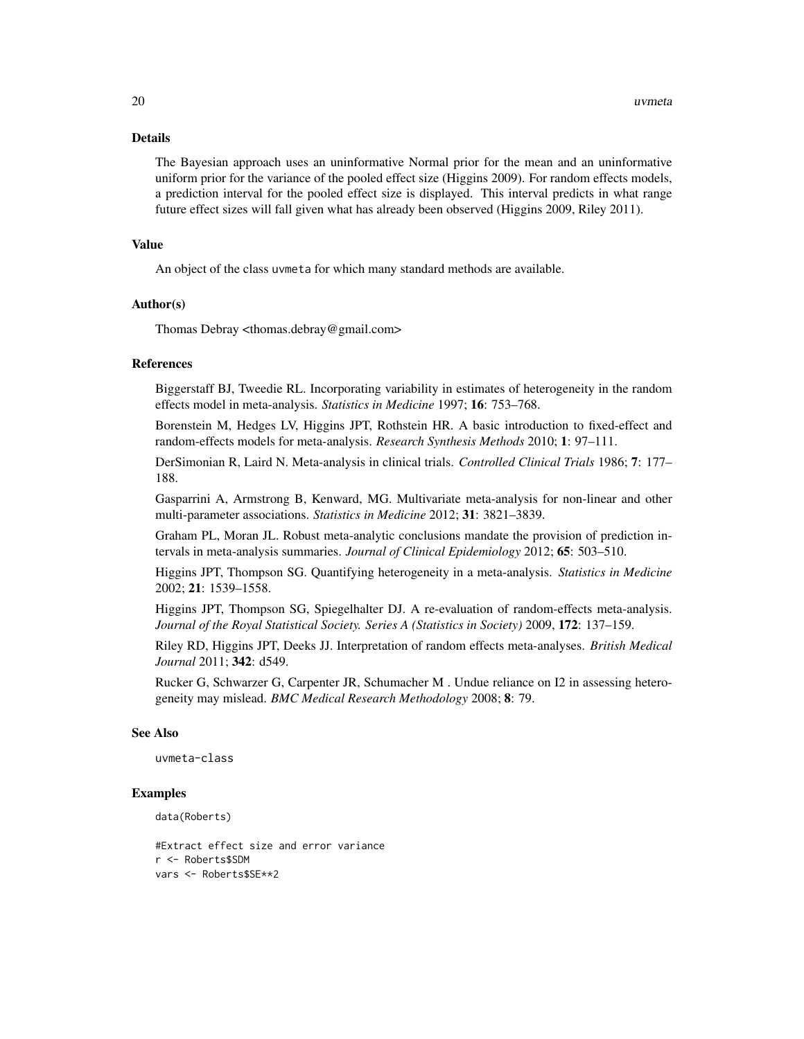### Details

The Bayesian approach uses an uninformative Normal prior for the mean and an uninformative uniform prior for the variance of the pooled effect size (Higgins 2009). For random effects models, a prediction interval for the pooled effect size is displayed. This interval predicts in what range future effect sizes will fall given what has already been observed (Higgins 2009, Riley 2011).

### Value

An object of the class uvmeta for which many standard methods are available.

### Author(s)

Thomas Debray <thomas.debray@gmail.com>

### References

Biggerstaff BJ, Tweedie RL. Incorporating variability in estimates of heterogeneity in the random effects model in meta-analysis. *Statistics in Medicine* 1997; **16**: 753–768.

Borenstein M, Hedges LV, Higgins JPT, Rothstein HR. A basic introduction to fixed-effect and random-effects models for meta-analysis. *Research Synthesis Methods* 2010; **1**: 97–111.

DerSimonian R, Laird N. Meta-analysis in clinical trials. *Controlled Clinical Trials* 1986; **7**: 177–188.

Gasparrini A, Armstrong B, Kenward, MG. Multivariate meta-analysis for non-linear and other multi-parameter associations. *Statistics in Medicine* 2012; **31**: 3821–3839.

Graham PL, Moran JL. Robust meta-analytic conclusions mandate the provision of prediction intervals in meta-analysis summaries. *Journal of Clinical Epidemiology* 2012; **65**: 503–510.

Higgins JPT, Thompson SG. Quantifying heterogeneity in a meta-analysis. *Statistics in Medicine* 2002; **21**: 1539–1558.

Higgins JPT, Thompson SG, Spiegelhalter DJ. A re-evaluation of random-effects meta-analysis. *Journal of the Royal Statistical Society. Series A (Statistics in Society)* 2009, **172**: 137–159.

Riley RD, Higgins JPT, Deeks JJ. Interpretation of random effects meta-analyses. *British Medical Journal* 2011; **342**: d549.

Rucker G, Schwarzer G, Carpenter JR, Schumacher M . Undue reliance on I2 in assessing heterogeneity may mislead. *BMC Medical Research Methodology* 2008; **8**: 79.

### See Also

uvmeta-class

### Examples

```
data(Roberts)

#Extract effect size and error variance
r <- Roberts$SDM
vars <- Roberts$SE**2
```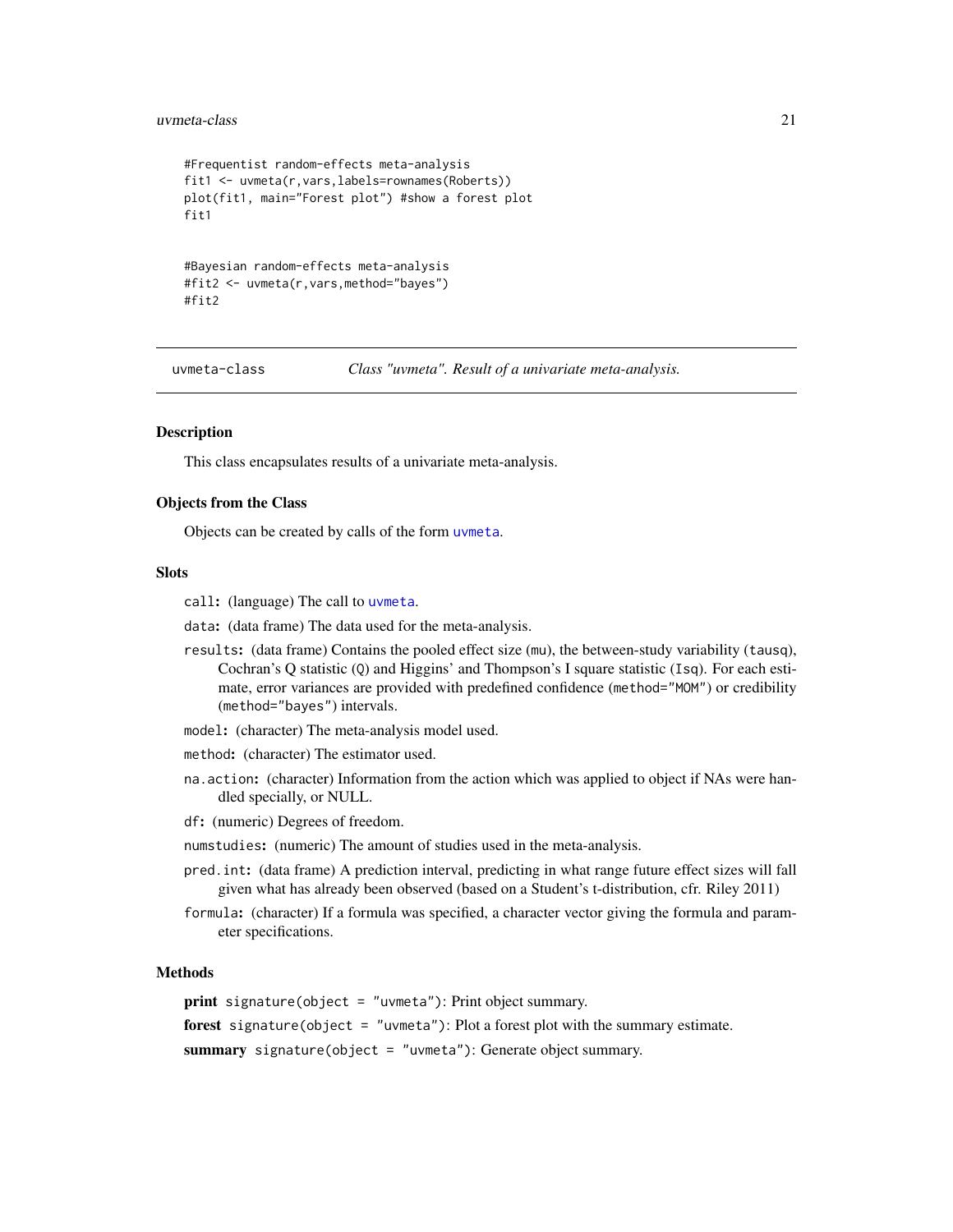```
#Frequentist random-effects meta-analysis
fit1 <- uvmeta(r,vars,labels=rownames(Roberts))
plot(fit1, main="Forest plot") #show a forest plot
fit1


#Bayesian random-effects meta-analysis
#fit2 <- uvmeta(r,vars,method="bayes")
#fit2
```

---

`uvmeta-class` *Class "uvmeta". Result of a univariate meta-analysis.*

---

### Description

This class encapsulates results of a univariate meta-analysis.

### Objects from the Class

Objects can be created by calls of the form `uvmeta`.

### Slots

`call`**:** (language) The call to `uvmeta`.

`data`**:** (data frame) The data used for the meta-analysis.

`results`**:** (data frame) Contains the pooled effect size (`mu`), the between-study variability (`tausq`), Cochran's Q statistic (`Q`) and Higgins' and Thompson's I square statistic (`Isq`). For each estimate, error variances are provided with predefined confidence (`method="MOM"`) or credibility (`method="bayes"`) intervals.

`model`**:** (character) The meta-analysis model used.

`method`**:** (character) The estimator used.

`na.action`**:** (character) Information from the action which was applied to object if NAs were handled specially, or NULL.

`df`**:** (numeric) Degrees of freedom.

`numstudies`**:** (numeric) The amount of studies used in the meta-analysis.

`pred.int`**:** (data frame) A prediction interval, predicting in what range future effect sizes will fall given what has already been observed (based on a Student's t-distribution, cfr. Riley 2011)

`formula`**:** (character) If a formula was specified, a character vector giving the formula and parameter specifications.

### Methods

**print** `signature(object = "uvmeta")`: Print object summary.

**forest** `signature(object = "uvmeta")`: Plot a forest plot with the summary estimate.

**summary** `signature(object = "uvmeta")`: Generate object summary.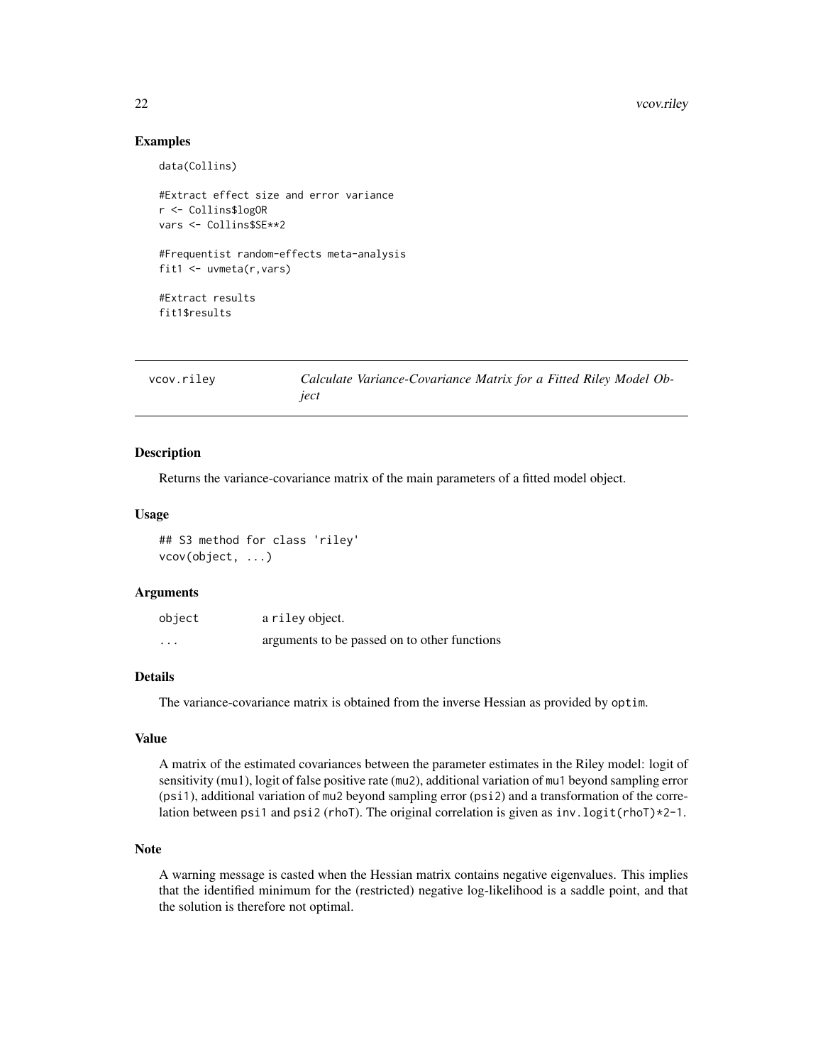## Examples

```
data(Collins)

#Extract effect size and error variance
r <- Collins$logOR
vars <- Collins$SE**2

#Frequentist random-effects meta-analysis
fit1 <- uvmeta(r,vars)

#Extract results
fit1$results
```

---

# vcov.riley — *Calculate Variance-Covariance Matrix for a Fitted Riley Model Object*

---

### Description

Returns the variance-covariance matrix of the main parameters of a fitted model object.

### Usage

```
## S3 method for class 'riley'
vcov(object, ...)
```

### Arguments

| | |
|---|---|
| `object` | a `riley` object. |
| `...` | arguments to be passed on to other functions |

### Details

The variance-covariance matrix is obtained from the inverse Hessian as provided by `optim`.

### Value

A matrix of the estimated covariances between the parameter estimates in the Riley model: logit of sensitivity (`mu1`), logit of false positive rate (`mu2`), additional variation of `mu1` beyond sampling error (`psi1`), additional variation of `mu2` beyond sampling error (`psi2`) and a transformation of the correlation between `psi1` and `psi2` (`rhoT`). The original correlation is given as `inv.logit(rhoT)*2-1`.

### Note

A warning message is casted when the Hessian matrix contains negative eigenvalues. This implies that the identified minimum for the (restricted) negative log-likelihood is a saddle point, and that the solution is therefore not optimal.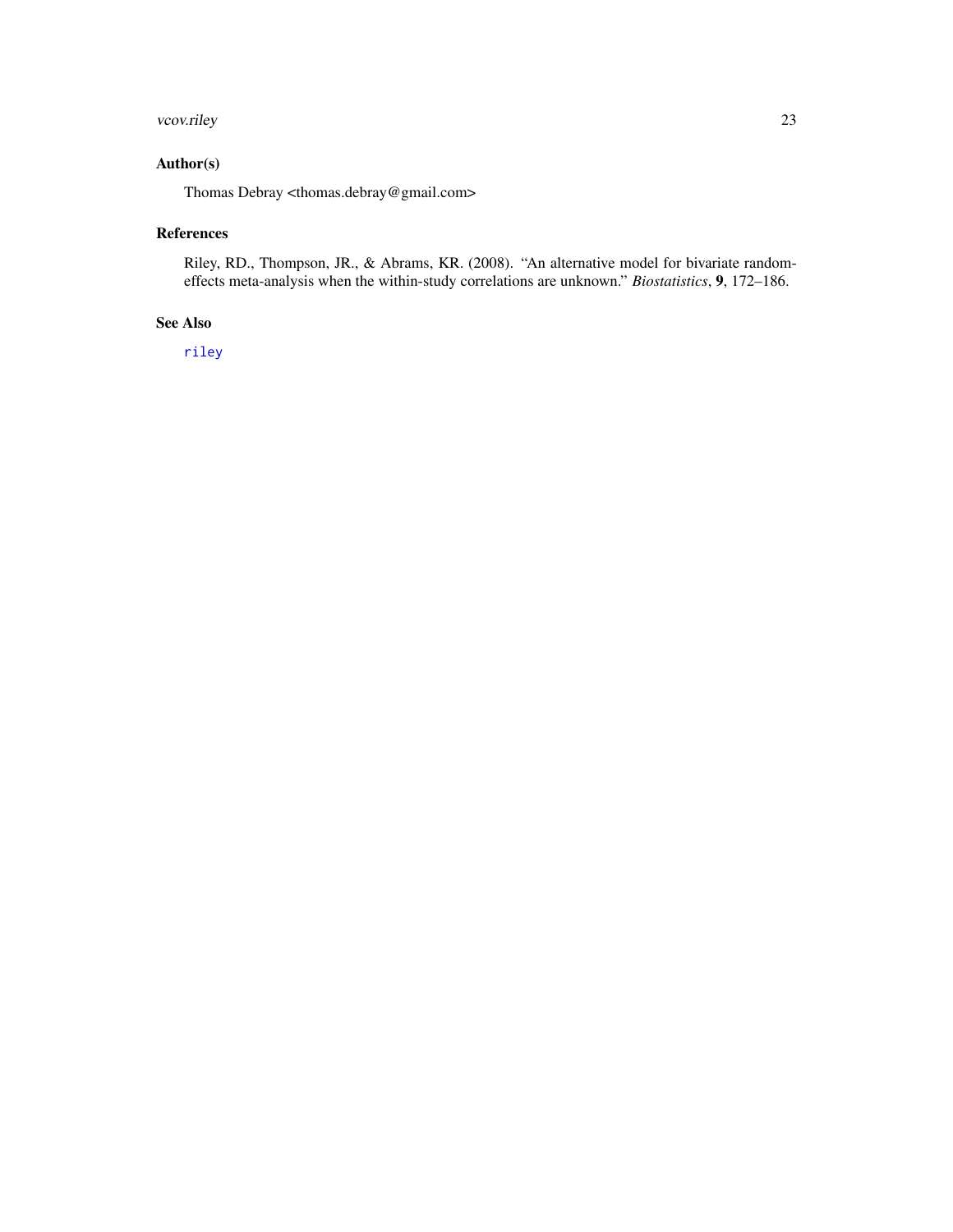## Author(s)

Thomas Debray <thomas.debray@gmail.com>

## References

Riley, RD., Thompson, JR., & Abrams, KR. (2008). "An alternative model for bivariate random-effects meta-analysis when the within-study correlations are unknown." *Biostatistics*, **9**, 172–186.

## See Also

`riley`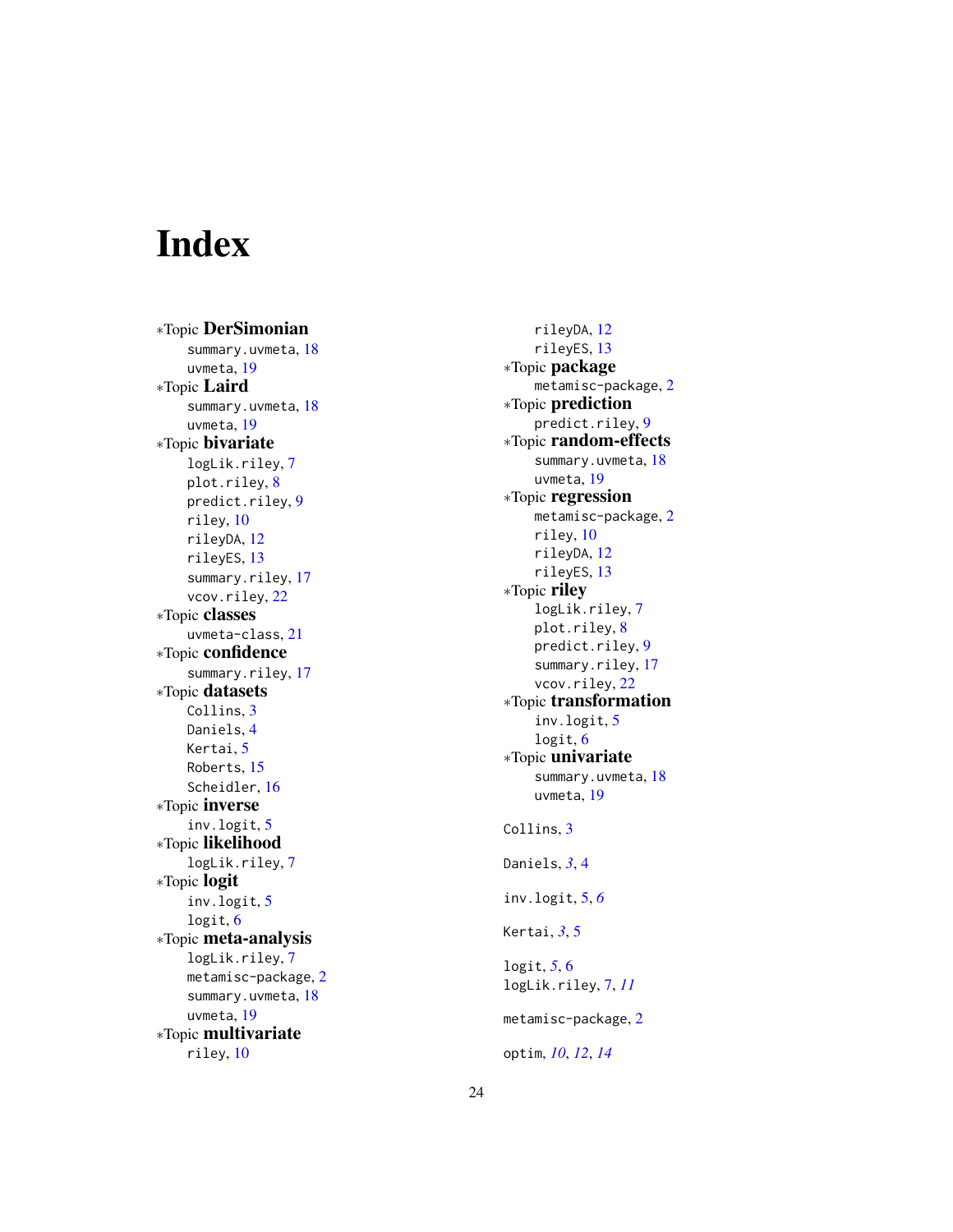# Index

*Topic **DerSimonian**
- summary.uvmeta, 18
- uvmeta, 19

*Topic **Laird**
- summary.uvmeta, 18
- uvmeta, 19

*Topic **bivariate**
- logLik.riley, 7
- plot.riley, 8
- predict.riley, 9
- riley, 10
- rileyDA, 12
- rileyES, 13
- summary.riley, 17
- vcov.riley, 22

*Topic **classes**
- uvmeta-class, 21

*Topic **confidence**
- summary.riley, 17

*Topic **datasets**
- Collins, 3
- Daniels, 4
- Kertai, 5
- Roberts, 15
- Scheidler, 16

*Topic **inverse**
- inv.logit, 5

*Topic **likelihood**
- logLik.riley, 7

*Topic **logit**
- inv.logit, 5
- logit, 6

*Topic **meta-analysis**
- logLik.riley, 7
- metamisc-package, 2
- summary.uvmeta, 18
- uvmeta, 19

*Topic **multivariate**
- riley, 10
- rileyDA, 12
- rileyES, 13

*Topic **package**
- metamisc-package, 2

*Topic **prediction**
- predict.riley, 9

*Topic **random-effects**
- summary.uvmeta, 18
- uvmeta, 19

*Topic **regression**
- metamisc-package, 2
- riley, 10
- rileyDA, 12
- rileyES, 13

*Topic **riley**
- logLik.riley, 7
- plot.riley, 8
- predict.riley, 9
- summary.riley, 17
- vcov.riley, 22

*Topic **transformation**
- inv.logit, 5
- logit, 6

*Topic **univariate**
- summary.uvmeta, 18
- uvmeta, 19

Collins, 3

Daniels, *3*, 4

inv.logit, 5, *6*

Kertai, *3*, 5

logit, *5*, 6
logLik.riley, 7, *11*

metamisc-package, 2

optim, *10*, *12*, *14*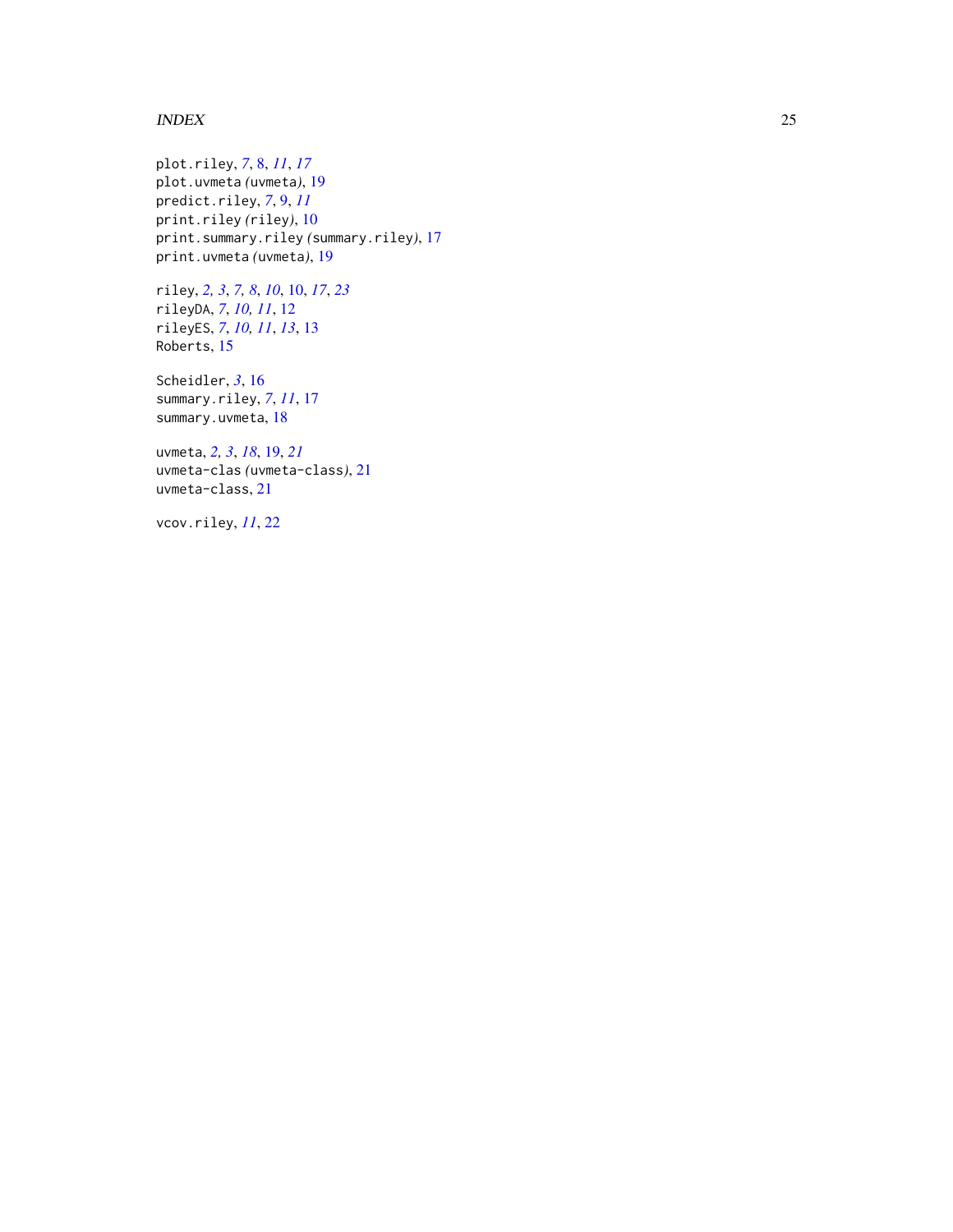plot.riley, *7*, 8, *11*, *17*
plot.uvmeta *(*uvmeta*)*, 19
predict.riley, *7*, 9, *11*
print.riley *(*riley*)*, 10
print.summary.riley *(*summary.riley*)*, 17
print.uvmeta *(*uvmeta*)*, 19

riley, *2, 3*, *7, 8*, *10*, 10, *17*, *23*
rileyDA, *7*, *10, 11*, 12
rileyES, *7*, *10, 11*, *13*, 13
Roberts, 15

Scheidler, *3*, 16
summary.riley, *7*, *11*, 17
summary.uvmeta, 18

uvmeta, *2, 3*, *18*, 19, *21*
uvmeta-clas *(*uvmeta-class*)*, 21
uvmeta-class, 21

vcov.riley, *11*, 22